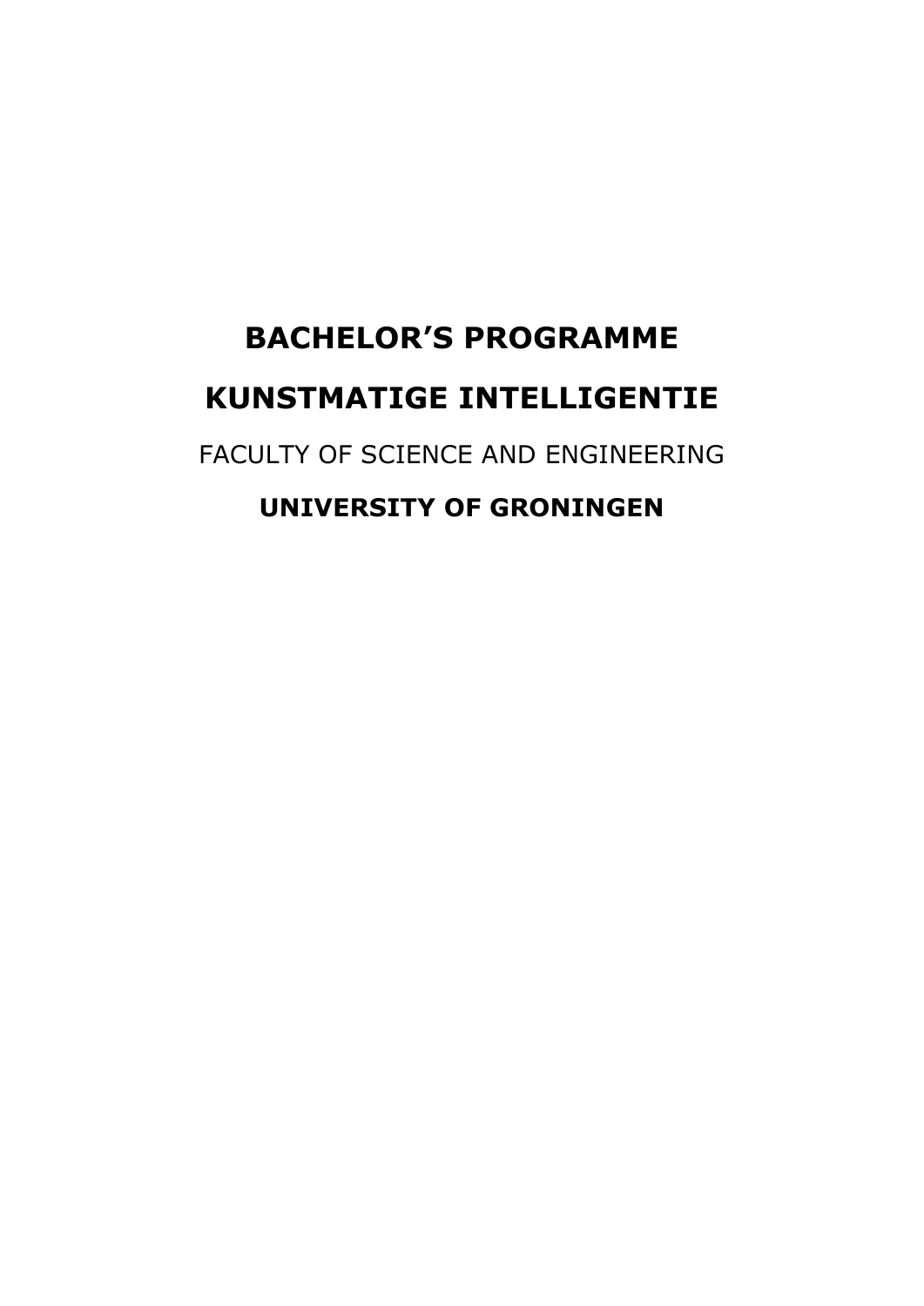# BACHELOR'S PROGRAMME

# KUNSTMATIGE INTELLIGENTIE

FACULTY OF SCIENCE AND ENGINEERING

**UNIVERSITY OF GRONINGEN**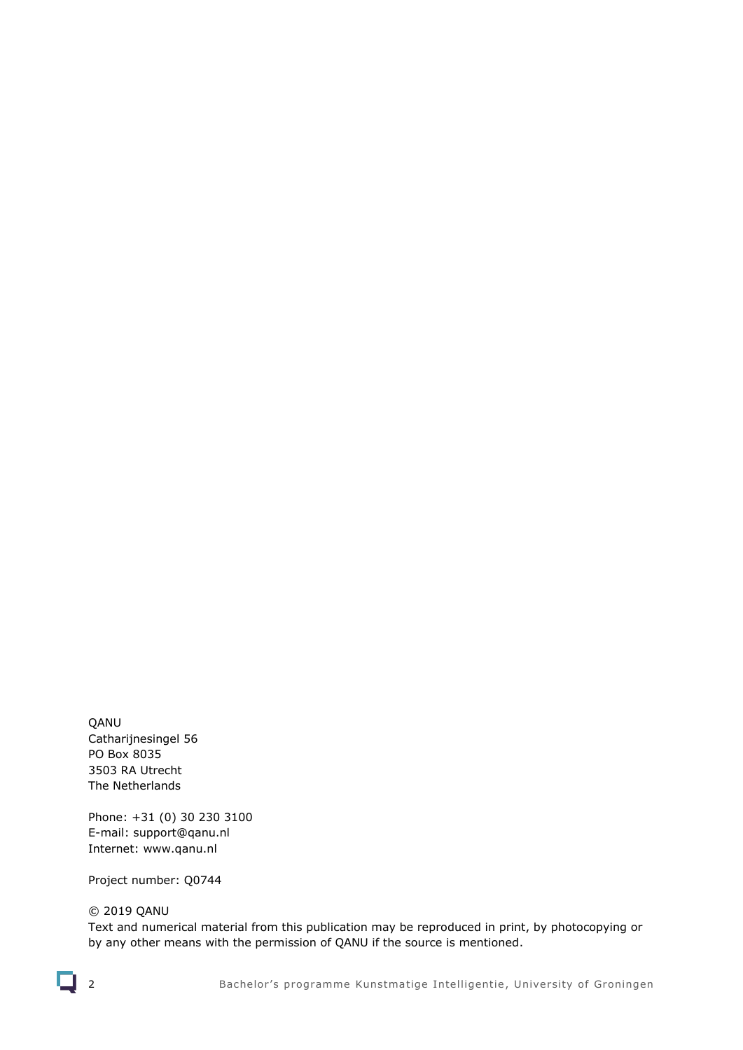QANU
Catharijnesingel 56
PO Box 8035
3503 RA Utrecht
The Netherlands

Phone: +31 (0) 30 230 3100
E-mail: support@qanu.nl
Internet: www.qanu.nl

Project number: Q0744

© 2019 QANU
Text and numerical material from this publication may be reproduced in print, by photocopying or by any other means with the permission of QANU if the source is mentioned.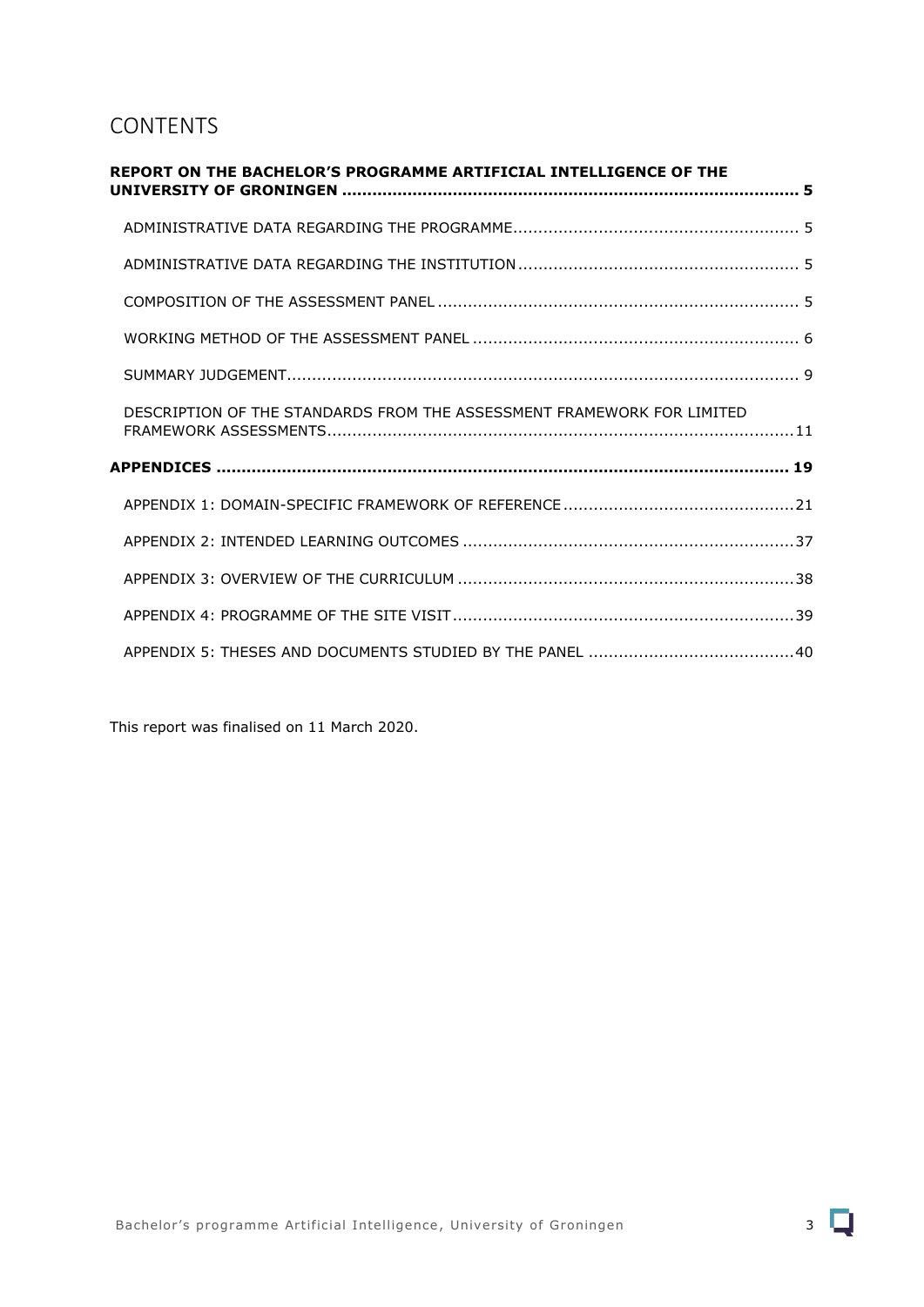# CONTENTS

**REPORT ON THE BACHELOR'S PROGRAMME ARTIFICIAL INTELLIGENCE OF THE UNIVERSITY OF GRONINGEN ... 5**

- ADMINISTRATIVE DATA REGARDING THE PROGRAMME ... 5
- ADMINISTRATIVE DATA REGARDING THE INSTITUTION ... 5
- COMPOSITION OF THE ASSESSMENT PANEL ... 5
- WORKING METHOD OF THE ASSESSMENT PANEL ... 6
- SUMMARY JUDGEMENT ... 9
- DESCRIPTION OF THE STANDARDS FROM THE ASSESSMENT FRAMEWORK FOR LIMITED FRAMEWORK ASSESSMENTS ... 11

**APPENDICES ... 19**

- APPENDIX 1: DOMAIN-SPECIFIC FRAMEWORK OF REFERENCE ... 21
- APPENDIX 2: INTENDED LEARNING OUTCOMES ... 37
- APPENDIX 3: OVERVIEW OF THE CURRICULUM ... 38
- APPENDIX 4: PROGRAMME OF THE SITE VISIT ... 39
- APPENDIX 5: THESES AND DOCUMENTS STUDIED BY THE PANEL ... 40

This report was finalised on 11 March 2020.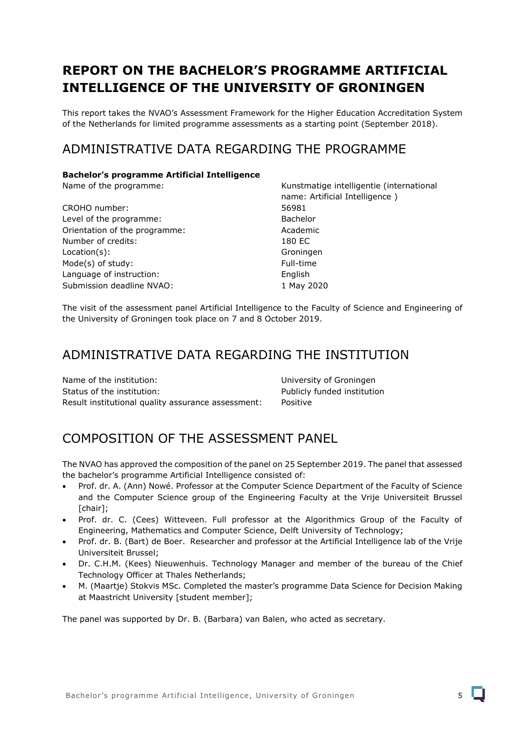# REPORT ON THE BACHELOR'S PROGRAMME ARTIFICIAL INTELLIGENCE OF THE UNIVERSITY OF GRONINGEN

This report takes the NVAO's Assessment Framework for the Higher Education Accreditation System of the Netherlands for limited programme assessments as a starting point (September 2018).

## ADMINISTRATIVE DATA REGARDING THE PROGRAMME

**Bachelor's programme Artificial Intelligence**

| | |
|---|---|
| Name of the programme: | Kunstmatige intelligentie (international name: Artificial Intelligence ) |
| CROHO number: | 56981 |
| Level of the programme: | Bachelor |
| Orientation of the programme: | Academic |
| Number of credits: | 180 EC |
| Location(s): | Groningen |
| Mode(s) of study: | Full-time |
| Language of instruction: | English |
| Submission deadline NVAO: | 1 May 2020 |

The visit of the assessment panel Artificial Intelligence to the Faculty of Science and Engineering of the University of Groningen took place on 7 and 8 October 2019.

## ADMINISTRATIVE DATA REGARDING THE INSTITUTION

| | |
|---|---|
| Name of the institution: | University of Groningen |
| Status of the institution: | Publicly funded institution |
| Result institutional quality assurance assessment: | Positive |

## COMPOSITION OF THE ASSESSMENT PANEL

The NVAO has approved the composition of the panel on 25 September 2019. The panel that assessed the bachelor's programme Artificial Intelligence consisted of:

- Prof. dr. A. (Ann) Nowé. Professor at the Computer Science Department of the Faculty of Science and the Computer Science group of the Engineering Faculty at the Vrije Universiteit Brussel [chair];
- Prof. dr. C. (Cees) Witteveen. Full professor at the Algorithmics Group of the Faculty of Engineering, Mathematics and Computer Science, Delft University of Technology;
- Prof. dr. B. (Bart) de Boer. Researcher and professor at the Artificial Intelligence lab of the Vrije Universiteit Brussel;
- Dr. C.H.M. (Kees) Nieuwenhuis. Technology Manager and member of the bureau of the Chief Technology Officer at Thales Netherlands;
- M. (Maartje) Stokvis MSc. Completed the master's programme Data Science for Decision Making at Maastricht University [student member];

The panel was supported by Dr. B. (Barbara) van Balen, who acted as secretary.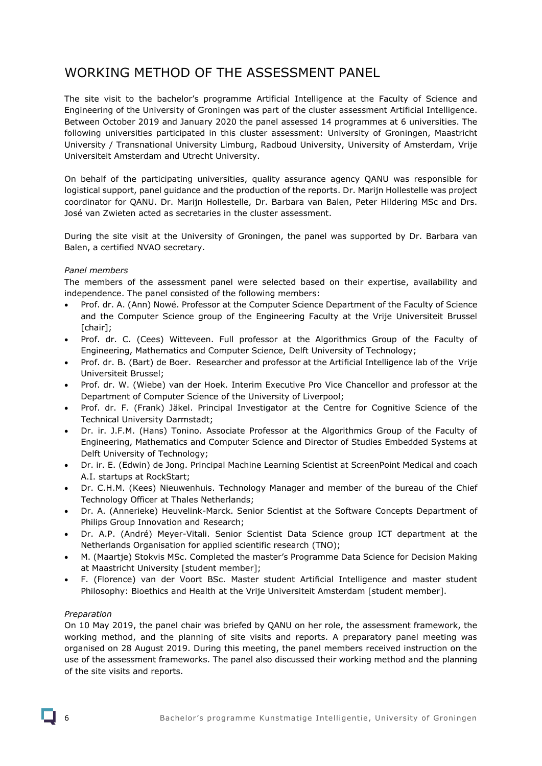# WORKING METHOD OF THE ASSESSMENT PANEL

The site visit to the bachelor's programme Artificial Intelligence at the Faculty of Science and Engineering of the University of Groningen was part of the cluster assessment Artificial Intelligence. Between October 2019 and January 2020 the panel assessed 14 programmes at 6 universities. The following universities participated in this cluster assessment: University of Groningen, Maastricht University / Transnational University Limburg, Radboud University, University of Amsterdam, Vrije Universiteit Amsterdam and Utrecht University.

On behalf of the participating universities, quality assurance agency QANU was responsible for logistical support, panel guidance and the production of the reports. Dr. Marijn Hollestelle was project coordinator for QANU. Dr. Marijn Hollestelle, Dr. Barbara van Balen, Peter Hildering MSc and Drs. José van Zwieten acted as secretaries in the cluster assessment.

During the site visit at the University of Groningen, the panel was supported by Dr. Barbara van Balen, a certified NVAO secretary.

*Panel members*

The members of the assessment panel were selected based on their expertise, availability and independence. The panel consisted of the following members:

- Prof. dr. A. (Ann) Nowé. Professor at the Computer Science Department of the Faculty of Science and the Computer Science group of the Engineering Faculty at the Vrije Universiteit Brussel [chair];
- Prof. dr. C. (Cees) Witteveen. Full professor at the Algorithmics Group of the Faculty of Engineering, Mathematics and Computer Science, Delft University of Technology;
- Prof. dr. B. (Bart) de Boer. Researcher and professor at the Artificial Intelligence lab of the Vrije Universiteit Brussel;
- Prof. dr. W. (Wiebe) van der Hoek. Interim Executive Pro Vice Chancellor and professor at the Department of Computer Science of the University of Liverpool;
- Prof. dr. F. (Frank) Jäkel. Principal Investigator at the Centre for Cognitive Science of the Technical University Darmstadt;
- Dr. ir. J.F.M. (Hans) Tonino. Associate Professor at the Algorithmics Group of the Faculty of Engineering, Mathematics and Computer Science and Director of Studies Embedded Systems at Delft University of Technology;
- Dr. ir. E. (Edwin) de Jong. Principal Machine Learning Scientist at ScreenPoint Medical and coach A.I. startups at RockStart;
- Dr. C.H.M. (Kees) Nieuwenhuis. Technology Manager and member of the bureau of the Chief Technology Officer at Thales Netherlands;
- Dr. A. (Annerieke) Heuvelink-Marck. Senior Scientist at the Software Concepts Department of Philips Group Innovation and Research;
- Dr. A.P. (André) Meyer-Vitali. Senior Scientist Data Science group ICT department at the Netherlands Organisation for applied scientific research (TNO);
- M. (Maartje) Stokvis MSc. Completed the master's Programme Data Science for Decision Making at Maastricht University [student member];
- F. (Florence) van der Voort BSc. Master student Artificial Intelligence and master student Philosophy: Bioethics and Health at the Vrije Universiteit Amsterdam [student member].

*Preparation*

On 10 May 2019, the panel chair was briefed by QANU on her role, the assessment framework, the working method, and the planning of site visits and reports. A preparatory panel meeting was organised on 28 August 2019. During this meeting, the panel members received instruction on the use of the assessment frameworks. The panel also discussed their working method and the planning of the site visits and reports.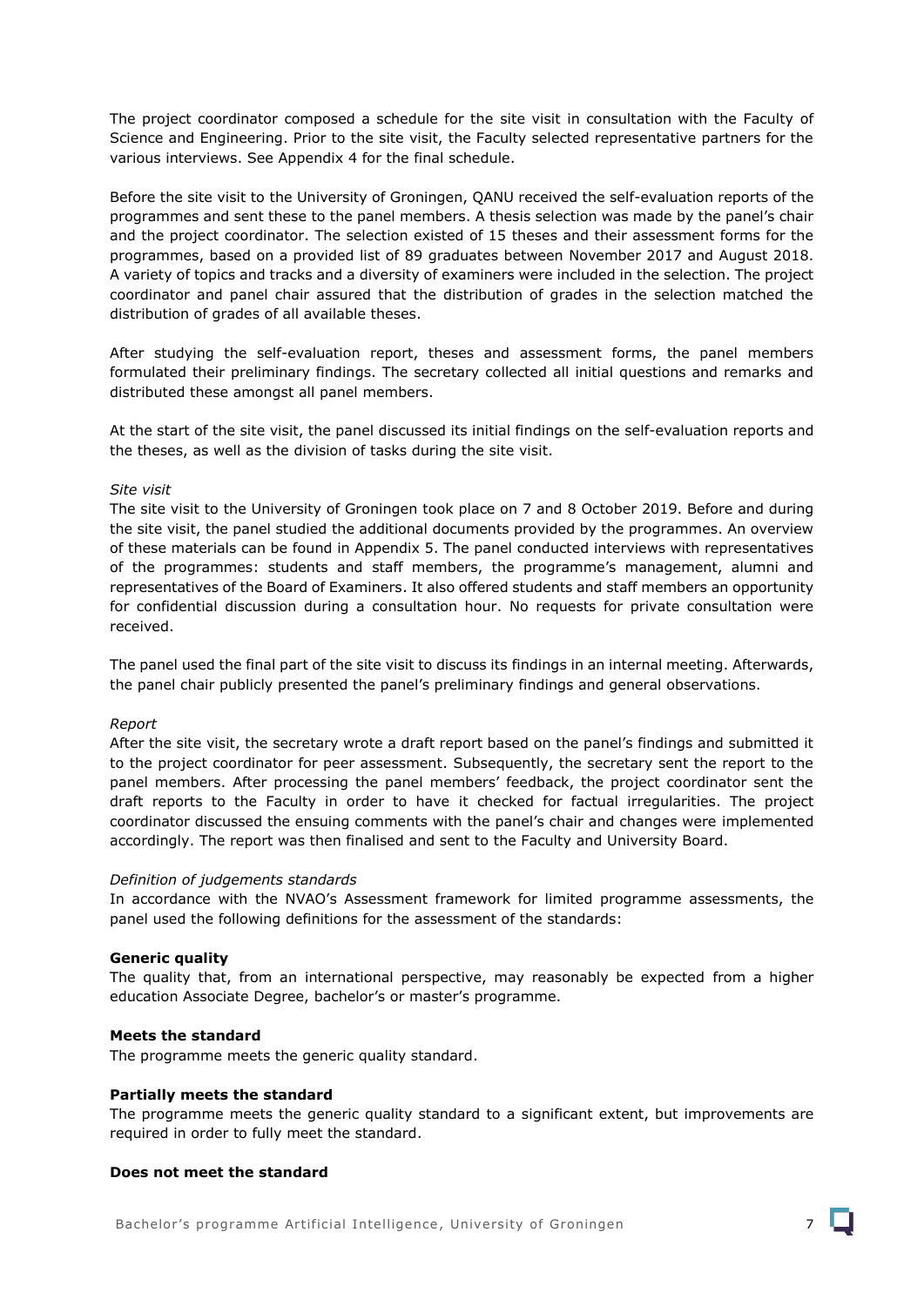The project coordinator composed a schedule for the site visit in consultation with the Faculty of Science and Engineering. Prior to the site visit, the Faculty selected representative partners for the various interviews. See Appendix 4 for the final schedule.

Before the site visit to the University of Groningen, QANU received the self-evaluation reports of the programmes and sent these to the panel members. A thesis selection was made by the panel's chair and the project coordinator. The selection existed of 15 theses and their assessment forms for the programmes, based on a provided list of 89 graduates between November 2017 and August 2018. A variety of topics and tracks and a diversity of examiners were included in the selection. The project coordinator and panel chair assured that the distribution of grades in the selection matched the distribution of grades of all available theses.

After studying the self-evaluation report, theses and assessment forms, the panel members formulated their preliminary findings. The secretary collected all initial questions and remarks and distributed these amongst all panel members.

At the start of the site visit, the panel discussed its initial findings on the self-evaluation reports and the theses, as well as the division of tasks during the site visit.

*Site visit*
The site visit to the University of Groningen took place on 7 and 8 October 2019. Before and during the site visit, the panel studied the additional documents provided by the programmes. An overview of these materials can be found in Appendix 5. The panel conducted interviews with representatives of the programmes: students and staff members, the programme's management, alumni and representatives of the Board of Examiners. It also offered students and staff members an opportunity for confidential discussion during a consultation hour. No requests for private consultation were received.

The panel used the final part of the site visit to discuss its findings in an internal meeting. Afterwards, the panel chair publicly presented the panel's preliminary findings and general observations.

*Report*
After the site visit, the secretary wrote a draft report based on the panel's findings and submitted it to the project coordinator for peer assessment. Subsequently, the secretary sent the report to the panel members. After processing the panel members' feedback, the project coordinator sent the draft reports to the Faculty in order to have it checked for factual irregularities. The project coordinator discussed the ensuing comments with the panel's chair and changes were implemented accordingly. The report was then finalised and sent to the Faculty and University Board.

*Definition of judgements standards*
In accordance with the NVAO's Assessment framework for limited programme assessments, the panel used the following definitions for the assessment of the standards:

**Generic quality**
The quality that, from an international perspective, may reasonably be expected from a higher education Associate Degree, bachelor's or master's programme.

**Meets the standard**
The programme meets the generic quality standard.

**Partially meets the standard**
The programme meets the generic quality standard to a significant extent, but improvements are required in order to fully meet the standard.

**Does not meet the standard**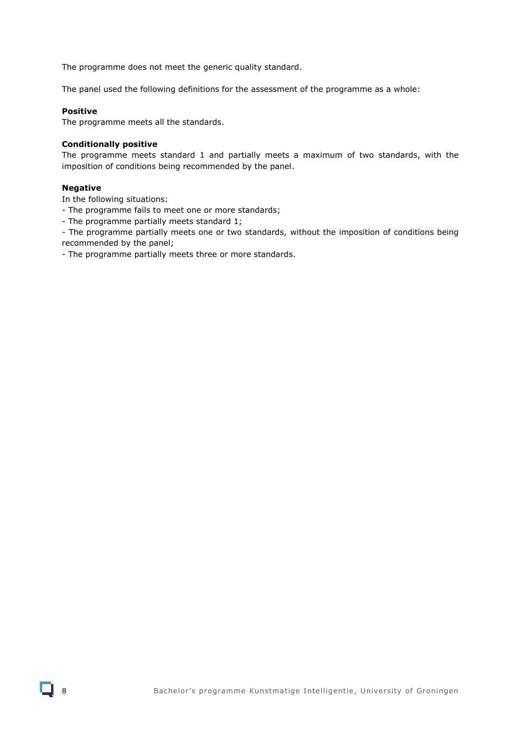The programme does not meet the generic quality standard.

The panel used the following definitions for the assessment of the programme as a whole:

**Positive**

The programme meets all the standards.

**Conditionally positive**

The programme meets standard 1 and partially meets a maximum of two standards, with the imposition of conditions being recommended by the panel.

**Negative**

In the following situations:

- The programme fails to meet one or more standards;
- The programme partially meets standard 1;
- The programme partially meets one or two standards, without the imposition of conditions being recommended by the panel;
- The programme partially meets three or more standards.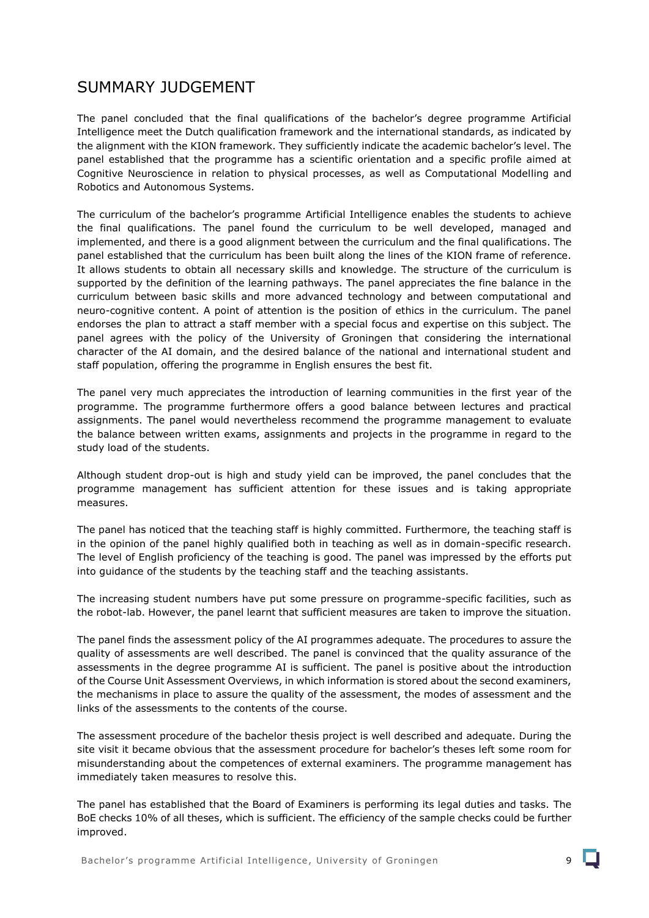# SUMMARY JUDGEMENT

The panel concluded that the final qualifications of the bachelor's degree programme Artificial Intelligence meet the Dutch qualification framework and the international standards, as indicated by the alignment with the KION framework. They sufficiently indicate the academic bachelor's level. The panel established that the programme has a scientific orientation and a specific profile aimed at Cognitive Neuroscience in relation to physical processes, as well as Computational Modelling and Robotics and Autonomous Systems.

The curriculum of the bachelor's programme Artificial Intelligence enables the students to achieve the final qualifications. The panel found the curriculum to be well developed, managed and implemented, and there is a good alignment between the curriculum and the final qualifications. The panel established that the curriculum has been built along the lines of the KION frame of reference. It allows students to obtain all necessary skills and knowledge. The structure of the curriculum is supported by the definition of the learning pathways. The panel appreciates the fine balance in the curriculum between basic skills and more advanced technology and between computational and neuro-cognitive content. A point of attention is the position of ethics in the curriculum. The panel endorses the plan to attract a staff member with a special focus and expertise on this subject. The panel agrees with the policy of the University of Groningen that considering the international character of the AI domain, and the desired balance of the national and international student and staff population, offering the programme in English ensures the best fit.

The panel very much appreciates the introduction of learning communities in the first year of the programme. The programme furthermore offers a good balance between lectures and practical assignments. The panel would nevertheless recommend the programme management to evaluate the balance between written exams, assignments and projects in the programme in regard to the study load of the students.

Although student drop-out is high and study yield can be improved, the panel concludes that the programme management has sufficient attention for these issues and is taking appropriate measures.

The panel has noticed that the teaching staff is highly committed. Furthermore, the teaching staff is in the opinion of the panel highly qualified both in teaching as well as in domain-specific research. The level of English proficiency of the teaching is good. The panel was impressed by the efforts put into guidance of the students by the teaching staff and the teaching assistants.

The increasing student numbers have put some pressure on programme-specific facilities, such as the robot-lab. However, the panel learnt that sufficient measures are taken to improve the situation.

The panel finds the assessment policy of the AI programmes adequate. The procedures to assure the quality of assessments are well described. The panel is convinced that the quality assurance of the assessments in the degree programme AI is sufficient. The panel is positive about the introduction of the Course Unit Assessment Overviews, in which information is stored about the second examiners, the mechanisms in place to assure the quality of the assessment, the modes of assessment and the links of the assessments to the contents of the course.

The assessment procedure of the bachelor thesis project is well described and adequate. During the site visit it became obvious that the assessment procedure for bachelor's theses left some room for misunderstanding about the competences of external examiners. The programme management has immediately taken measures to resolve this.

The panel has established that the Board of Examiners is performing its legal duties and tasks. The BoE checks 10% of all theses, which is sufficient. The efficiency of the sample checks could be further improved.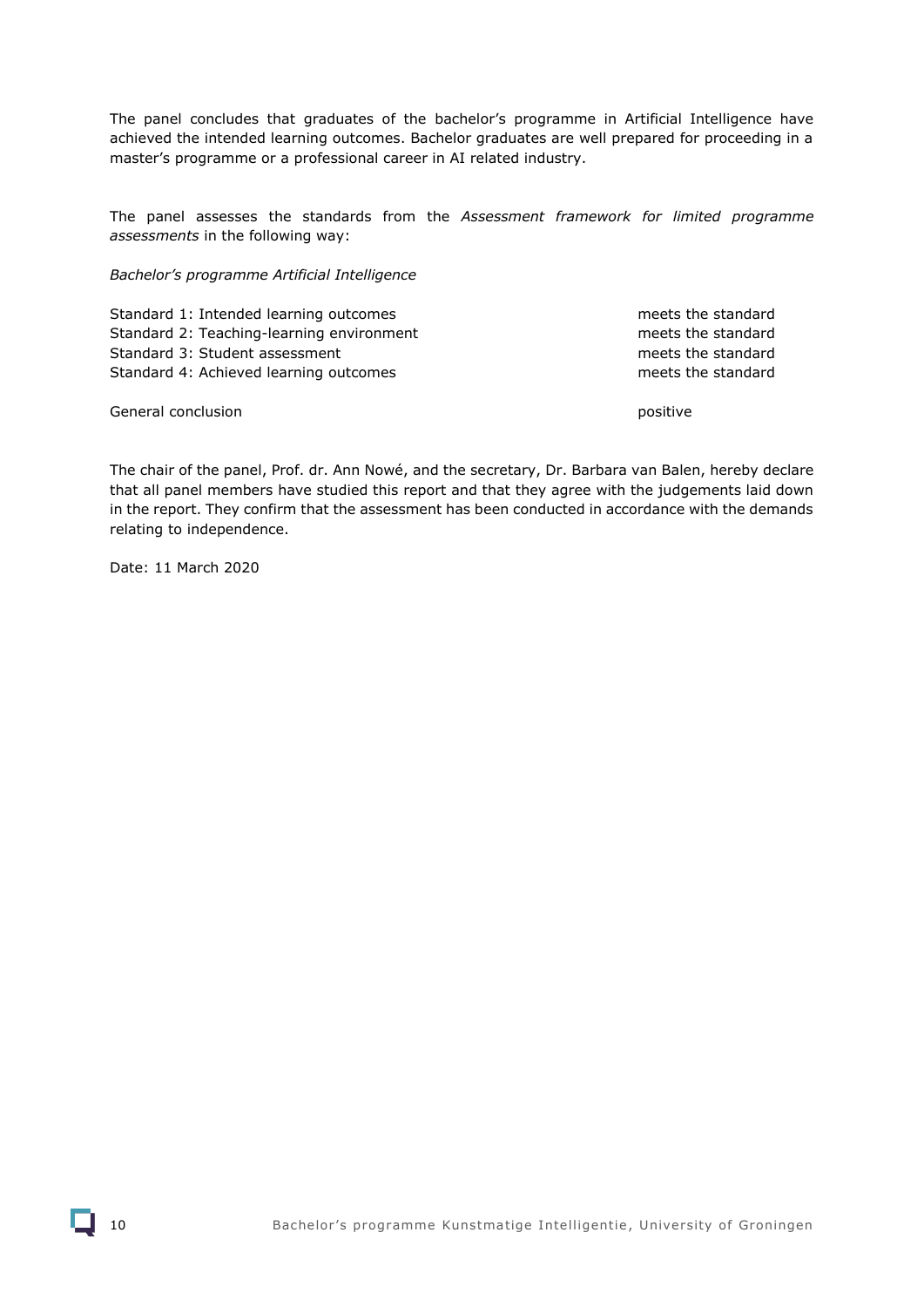The panel concludes that graduates of the bachelor's programme in Artificial Intelligence have achieved the intended learning outcomes. Bachelor graduates are well prepared for proceeding in a master's programme or a professional career in AI related industry.

The panel assesses the standards from the *Assessment framework for limited programme assessments* in the following way:

*Bachelor's programme Artificial Intelligence*

| | |
|---|---|
| Standard 1: Intended learning outcomes | meets the standard |
| Standard 2: Teaching-learning environment | meets the standard |
| Standard 3: Student assessment | meets the standard |
| Standard 4: Achieved learning outcomes | meets the standard |
| | |
| General conclusion | positive |

The chair of the panel, Prof. dr. Ann Nowé, and the secretary, Dr. Barbara van Balen, hereby declare that all panel members have studied this report and that they agree with the judgements laid down in the report. They confirm that the assessment has been conducted in accordance with the demands relating to independence.

Date: 11 March 2020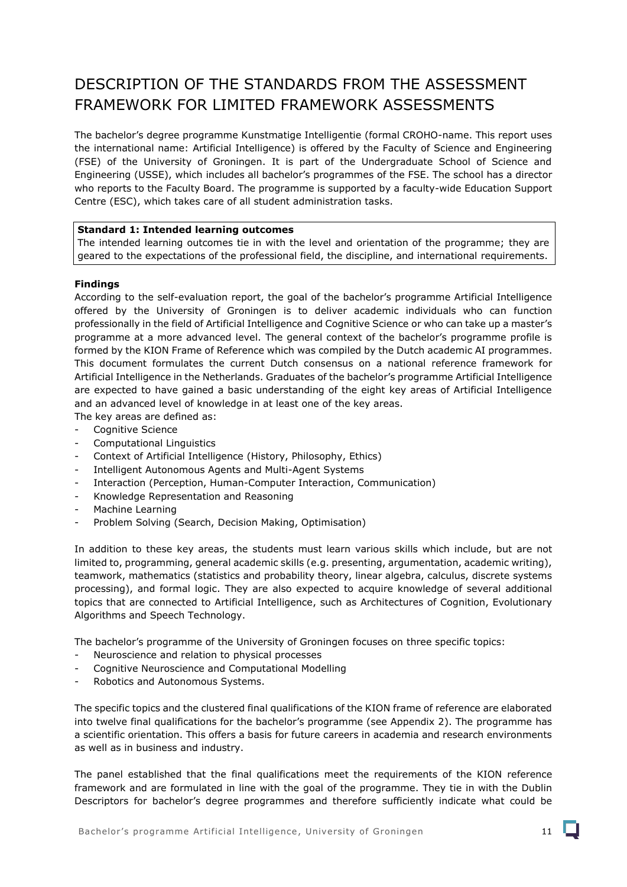# DESCRIPTION OF THE STANDARDS FROM THE ASSESSMENT FRAMEWORK FOR LIMITED FRAMEWORK ASSESSMENTS

The bachelor's degree programme Kunstmatige Intelligentie (formal CROHO-name. This report uses the international name: Artificial Intelligence) is offered by the Faculty of Science and Engineering (FSE) of the University of Groningen. It is part of the Undergraduate School of Science and Engineering (USSE), which includes all bachelor's programmes of the FSE. The school has a director who reports to the Faculty Board. The programme is supported by a faculty-wide Education Support Centre (ESC), which takes care of all student administration tasks.

**Standard 1: Intended learning outcomes**
The intended learning outcomes tie in with the level and orientation of the programme; they are geared to the expectations of the professional field, the discipline, and international requirements.

**Findings**

According to the self-evaluation report, the goal of the bachelor's programme Artificial Intelligence offered by the University of Groningen is to deliver academic individuals who can function professionally in the field of Artificial Intelligence and Cognitive Science or who can take up a master's programme at a more advanced level. The general context of the bachelor's programme profile is formed by the KION Frame of Reference which was compiled by the Dutch academic AI programmes. This document formulates the current Dutch consensus on a national reference framework for Artificial Intelligence in the Netherlands. Graduates of the bachelor's programme Artificial Intelligence are expected to have gained a basic understanding of the eight key areas of Artificial Intelligence and an advanced level of knowledge in at least one of the key areas.
The key areas are defined as:

- Cognitive Science
- Computational Linguistics
- Context of Artificial Intelligence (History, Philosophy, Ethics)
- Intelligent Autonomous Agents and Multi-Agent Systems
- Interaction (Perception, Human-Computer Interaction, Communication)
- Knowledge Representation and Reasoning
- Machine Learning
- Problem Solving (Search, Decision Making, Optimisation)

In addition to these key areas, the students must learn various skills which include, but are not limited to, programming, general academic skills (e.g. presenting, argumentation, academic writing), teamwork, mathematics (statistics and probability theory, linear algebra, calculus, discrete systems processing), and formal logic. They are also expected to acquire knowledge of several additional topics that are connected to Artificial Intelligence, such as Architectures of Cognition, Evolutionary Algorithms and Speech Technology.

The bachelor's programme of the University of Groningen focuses on three specific topics:

- Neuroscience and relation to physical processes
- Cognitive Neuroscience and Computational Modelling
- Robotics and Autonomous Systems.

The specific topics and the clustered final qualifications of the KION frame of reference are elaborated into twelve final qualifications for the bachelor's programme (see Appendix 2). The programme has a scientific orientation. This offers a basis for future careers in academia and research environments as well as in business and industry.

The panel established that the final qualifications meet the requirements of the KION reference framework and are formulated in line with the goal of the programme. They tie in with the Dublin Descriptors for bachelor's degree programmes and therefore sufficiently indicate what could be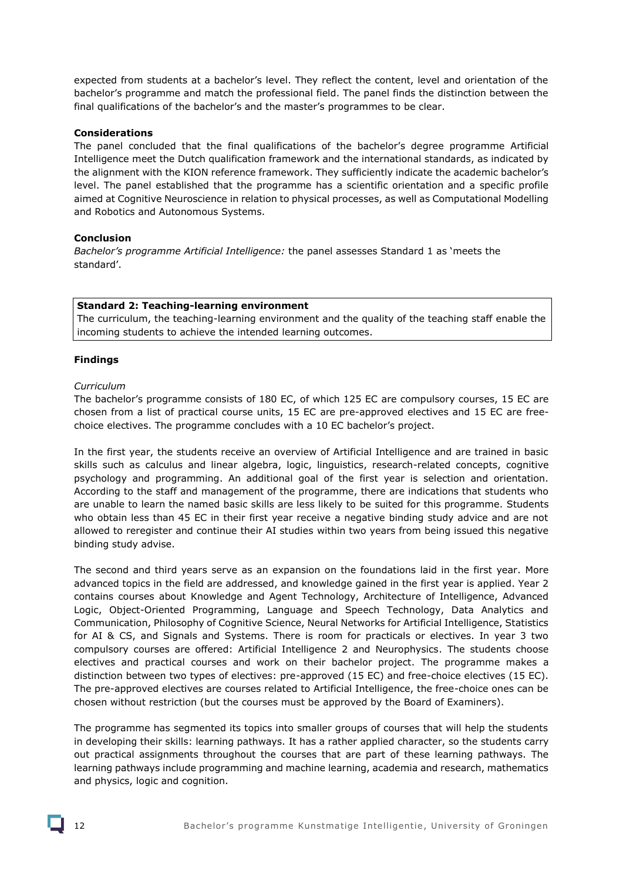expected from students at a bachelor's level. They reflect the content, level and orientation of the bachelor's programme and match the professional field. The panel finds the distinction between the final qualifications of the bachelor's and the master's programmes to be clear.

**Considerations**

The panel concluded that the final qualifications of the bachelor's degree programme Artificial Intelligence meet the Dutch qualification framework and the international standards, as indicated by the alignment with the KION reference framework. They sufficiently indicate the academic bachelor's level. The panel established that the programme has a scientific orientation and a specific profile aimed at Cognitive Neuroscience in relation to physical processes, as well as Computational Modelling and Robotics and Autonomous Systems.

**Conclusion**

*Bachelor's programme Artificial Intelligence:* the panel assesses Standard 1 as 'meets the standard'.

**Standard 2: Teaching-learning environment**

The curriculum, the teaching-learning environment and the quality of the teaching staff enable the incoming students to achieve the intended learning outcomes.

**Findings**

*Curriculum*

The bachelor's programme consists of 180 EC, of which 125 EC are compulsory courses, 15 EC are chosen from a list of practical course units, 15 EC are pre-approved electives and 15 EC are free-choice electives. The programme concludes with a 10 EC bachelor's project.

In the first year, the students receive an overview of Artificial Intelligence and are trained in basic skills such as calculus and linear algebra, logic, linguistics, research-related concepts, cognitive psychology and programming. An additional goal of the first year is selection and orientation. According to the staff and management of the programme, there are indications that students who are unable to learn the named basic skills are less likely to be suited for this programme. Students who obtain less than 45 EC in their first year receive a negative binding study advice and are not allowed to reregister and continue their AI studies within two years from being issued this negative binding study advise.

The second and third years serve as an expansion on the foundations laid in the first year. More advanced topics in the field are addressed, and knowledge gained in the first year is applied. Year 2 contains courses about Knowledge and Agent Technology, Architecture of Intelligence, Advanced Logic, Object-Oriented Programming, Language and Speech Technology, Data Analytics and Communication, Philosophy of Cognitive Science, Neural Networks for Artificial Intelligence, Statistics for AI & CS, and Signals and Systems. There is room for practicals or electives. In year 3 two compulsory courses are offered: Artificial Intelligence 2 and Neurophysics. The students choose electives and practical courses and work on their bachelor project. The programme makes a distinction between two types of electives: pre-approved (15 EC) and free-choice electives (15 EC). The pre-approved electives are courses related to Artificial Intelligence, the free-choice ones can be chosen without restriction (but the courses must be approved by the Board of Examiners).

The programme has segmented its topics into smaller groups of courses that will help the students in developing their skills: learning pathways. It has a rather applied character, so the students carry out practical assignments throughout the courses that are part of these learning pathways. The learning pathways include programming and machine learning, academia and research, mathematics and physics, logic and cognition.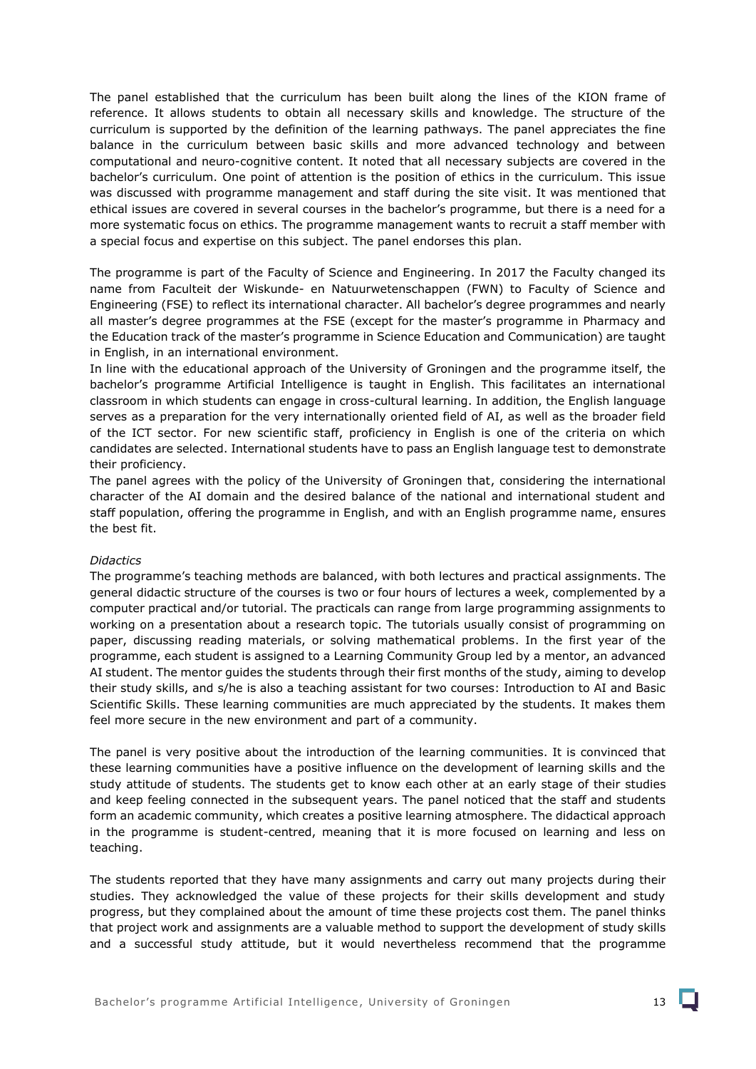The panel established that the curriculum has been built along the lines of the KION frame of reference. It allows students to obtain all necessary skills and knowledge. The structure of the curriculum is supported by the definition of the learning pathways. The panel appreciates the fine balance in the curriculum between basic skills and more advanced technology and between computational and neuro-cognitive content. It noted that all necessary subjects are covered in the bachelor's curriculum. One point of attention is the position of ethics in the curriculum. This issue was discussed with programme management and staff during the site visit. It was mentioned that ethical issues are covered in several courses in the bachelor's programme, but there is a need for a more systematic focus on ethics. The programme management wants to recruit a staff member with a special focus and expertise on this subject. The panel endorses this plan.

The programme is part of the Faculty of Science and Engineering. In 2017 the Faculty changed its name from Faculteit der Wiskunde- en Natuurwetenschappen (FWN) to Faculty of Science and Engineering (FSE) to reflect its international character. All bachelor's degree programmes and nearly all master's degree programmes at the FSE (except for the master's programme in Pharmacy and the Education track of the master's programme in Science Education and Communication) are taught in English, in an international environment.

In line with the educational approach of the University of Groningen and the programme itself, the bachelor's programme Artificial Intelligence is taught in English. This facilitates an international classroom in which students can engage in cross-cultural learning. In addition, the English language serves as a preparation for the very internationally oriented field of AI, as well as the broader field of the ICT sector. For new scientific staff, proficiency in English is one of the criteria on which candidates are selected. International students have to pass an English language test to demonstrate their proficiency.

The panel agrees with the policy of the University of Groningen that, considering the international character of the AI domain and the desired balance of the national and international student and staff population, offering the programme in English, and with an English programme name, ensures the best fit.

*Didactics*

The programme's teaching methods are balanced, with both lectures and practical assignments. The general didactic structure of the courses is two or four hours of lectures a week, complemented by a computer practical and/or tutorial. The practicals can range from large programming assignments to working on a presentation about a research topic. The tutorials usually consist of programming on paper, discussing reading materials, or solving mathematical problems. In the first year of the programme, each student is assigned to a Learning Community Group led by a mentor, an advanced AI student. The mentor guides the students through their first months of the study, aiming to develop their study skills, and s/he is also a teaching assistant for two courses: Introduction to AI and Basic Scientific Skills. These learning communities are much appreciated by the students. It makes them feel more secure in the new environment and part of a community.

The panel is very positive about the introduction of the learning communities. It is convinced that these learning communities have a positive influence on the development of learning skills and the study attitude of students. The students get to know each other at an early stage of their studies and keep feeling connected in the subsequent years. The panel noticed that the staff and students form an academic community, which creates a positive learning atmosphere. The didactical approach in the programme is student-centred, meaning that it is more focused on learning and less on teaching.

The students reported that they have many assignments and carry out many projects during their studies. They acknowledged the value of these projects for their skills development and study progress, but they complained about the amount of time these projects cost them. The panel thinks that project work and assignments are a valuable method to support the development of study skills and a successful study attitude, but it would nevertheless recommend that the programme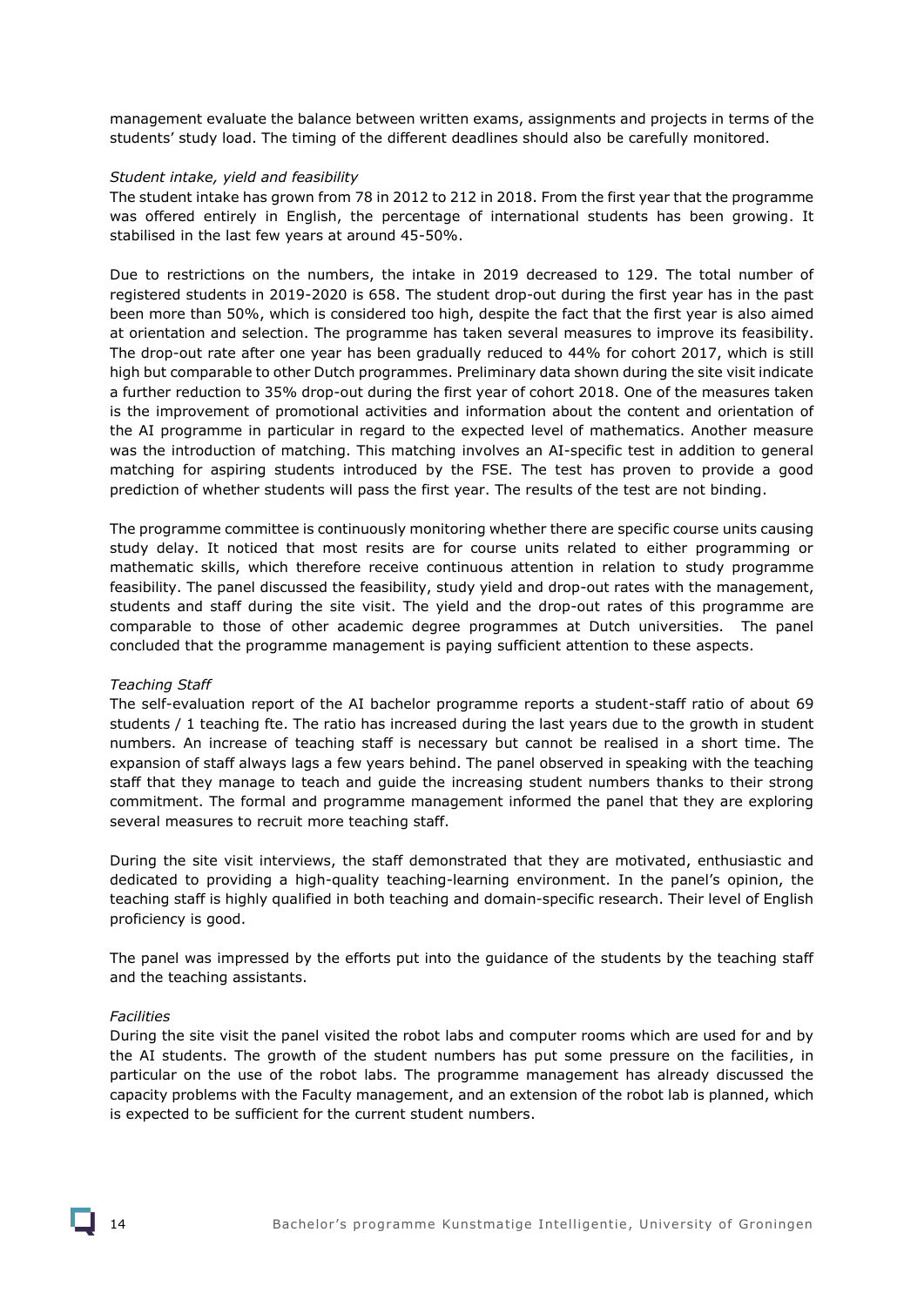management evaluate the balance between written exams, assignments and projects in terms of the students' study load. The timing of the different deadlines should also be carefully monitored.

*Student intake, yield and feasibility*

The student intake has grown from 78 in 2012 to 212 in 2018. From the first year that the programme was offered entirely in English, the percentage of international students has been growing. It stabilised in the last few years at around 45-50%.

Due to restrictions on the numbers, the intake in 2019 decreased to 129. The total number of registered students in 2019-2020 is 658. The student drop-out during the first year has in the past been more than 50%, which is considered too high, despite the fact that the first year is also aimed at orientation and selection. The programme has taken several measures to improve its feasibility. The drop-out rate after one year has been gradually reduced to 44% for cohort 2017, which is still high but comparable to other Dutch programmes. Preliminary data shown during the site visit indicate a further reduction to 35% drop-out during the first year of cohort 2018. One of the measures taken is the improvement of promotional activities and information about the content and orientation of the AI programme in particular in regard to the expected level of mathematics. Another measure was the introduction of matching. This matching involves an AI-specific test in addition to general matching for aspiring students introduced by the FSE. The test has proven to provide a good prediction of whether students will pass the first year. The results of the test are not binding.

The programme committee is continuously monitoring whether there are specific course units causing study delay. It noticed that most resits are for course units related to either programming or mathematic skills, which therefore receive continuous attention in relation to study programme feasibility. The panel discussed the feasibility, study yield and drop-out rates with the management, students and staff during the site visit. The yield and the drop-out rates of this programme are comparable to those of other academic degree programmes at Dutch universities. The panel concluded that the programme management is paying sufficient attention to these aspects.

*Teaching Staff*

The self-evaluation report of the AI bachelor programme reports a student-staff ratio of about 69 students / 1 teaching fte. The ratio has increased during the last years due to the growth in student numbers. An increase of teaching staff is necessary but cannot be realised in a short time. The expansion of staff always lags a few years behind. The panel observed in speaking with the teaching staff that they manage to teach and guide the increasing student numbers thanks to their strong commitment. The formal and programme management informed the panel that they are exploring several measures to recruit more teaching staff.

During the site visit interviews, the staff demonstrated that they are motivated, enthusiastic and dedicated to providing a high-quality teaching-learning environment. In the panel's opinion, the teaching staff is highly qualified in both teaching and domain-specific research. Their level of English proficiency is good.

The panel was impressed by the efforts put into the guidance of the students by the teaching staff and the teaching assistants.

*Facilities*

During the site visit the panel visited the robot labs and computer rooms which are used for and by the AI students. The growth of the student numbers has put some pressure on the facilities, in particular on the use of the robot labs. The programme management has already discussed the capacity problems with the Faculty management, and an extension of the robot lab is planned, which is expected to be sufficient for the current student numbers.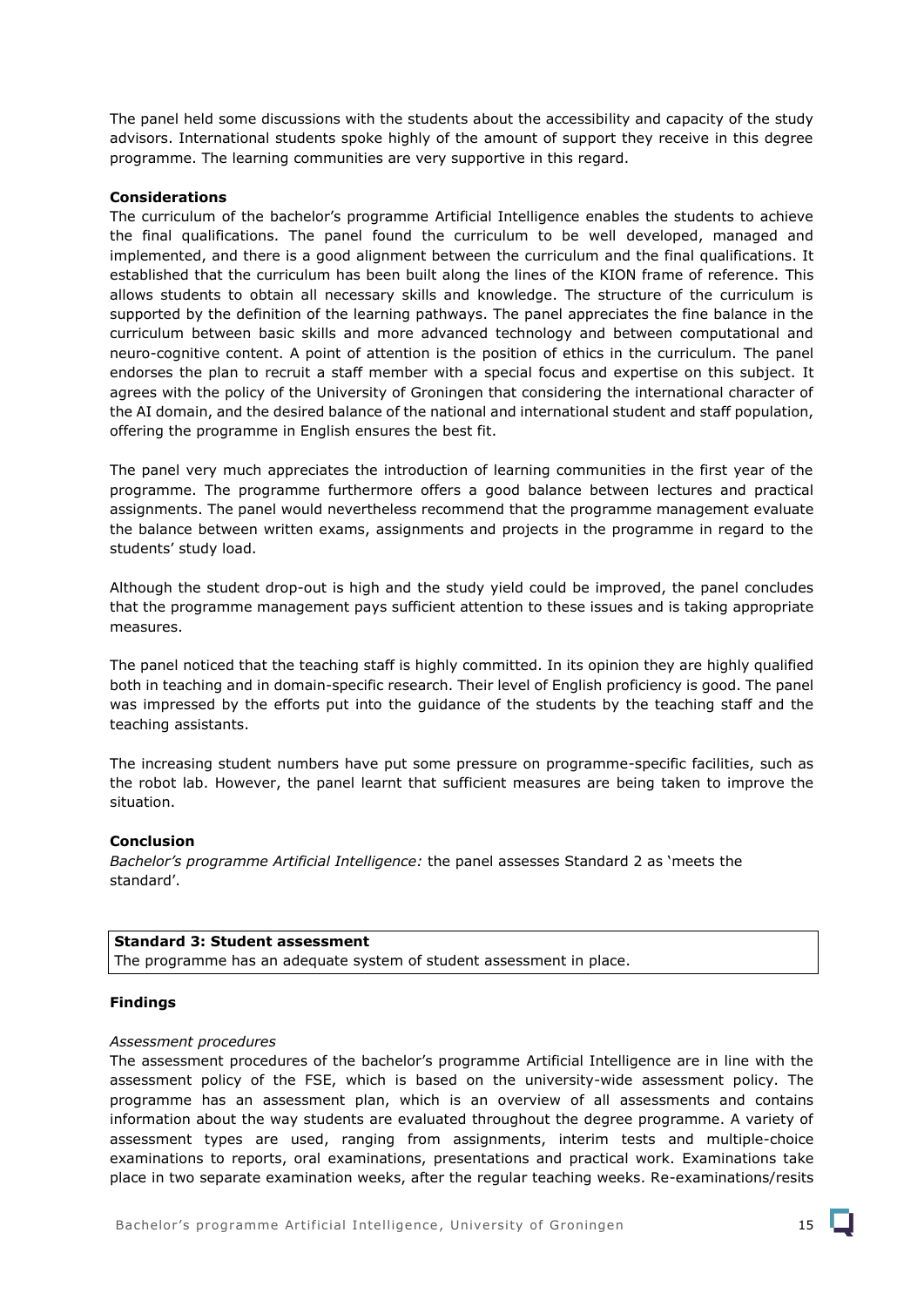The panel held some discussions with the students about the accessibility and capacity of the study advisors. International students spoke highly of the amount of support they receive in this degree programme. The learning communities are very supportive in this regard.

**Considerations**

The curriculum of the bachelor's programme Artificial Intelligence enables the students to achieve the final qualifications. The panel found the curriculum to be well developed, managed and implemented, and there is a good alignment between the curriculum and the final qualifications. It established that the curriculum has been built along the lines of the KION frame of reference. This allows students to obtain all necessary skills and knowledge. The structure of the curriculum is supported by the definition of the learning pathways. The panel appreciates the fine balance in the curriculum between basic skills and more advanced technology and between computational and neuro-cognitive content. A point of attention is the position of ethics in the curriculum. The panel endorses the plan to recruit a staff member with a special focus and expertise on this subject. It agrees with the policy of the University of Groningen that considering the international character of the AI domain, and the desired balance of the national and international student and staff population, offering the programme in English ensures the best fit.

The panel very much appreciates the introduction of learning communities in the first year of the programme. The programme furthermore offers a good balance between lectures and practical assignments. The panel would nevertheless recommend that the programme management evaluate the balance between written exams, assignments and projects in the programme in regard to the students' study load.

Although the student drop-out is high and the study yield could be improved, the panel concludes that the programme management pays sufficient attention to these issues and is taking appropriate measures.

The panel noticed that the teaching staff is highly committed. In its opinion they are highly qualified both in teaching and in domain-specific research. Their level of English proficiency is good. The panel was impressed by the efforts put into the guidance of the students by the teaching staff and the teaching assistants.

The increasing student numbers have put some pressure on programme-specific facilities, such as the robot lab. However, the panel learnt that sufficient measures are being taken to improve the situation.

**Conclusion**

*Bachelor's programme Artificial Intelligence:* the panel assesses Standard 2 as 'meets the standard'.

| **Standard 3: Student assessment** |
| --- |
| The programme has an adequate system of student assessment in place. |

**Findings**

*Assessment procedures*

The assessment procedures of the bachelor's programme Artificial Intelligence are in line with the assessment policy of the FSE, which is based on the university-wide assessment policy. The programme has an assessment plan, which is an overview of all assessments and contains information about the way students are evaluated throughout the degree programme. A variety of assessment types are used, ranging from assignments, interim tests and multiple-choice examinations to reports, oral examinations, presentations and practical work. Examinations take place in two separate examination weeks, after the regular teaching weeks. Re-examinations/resits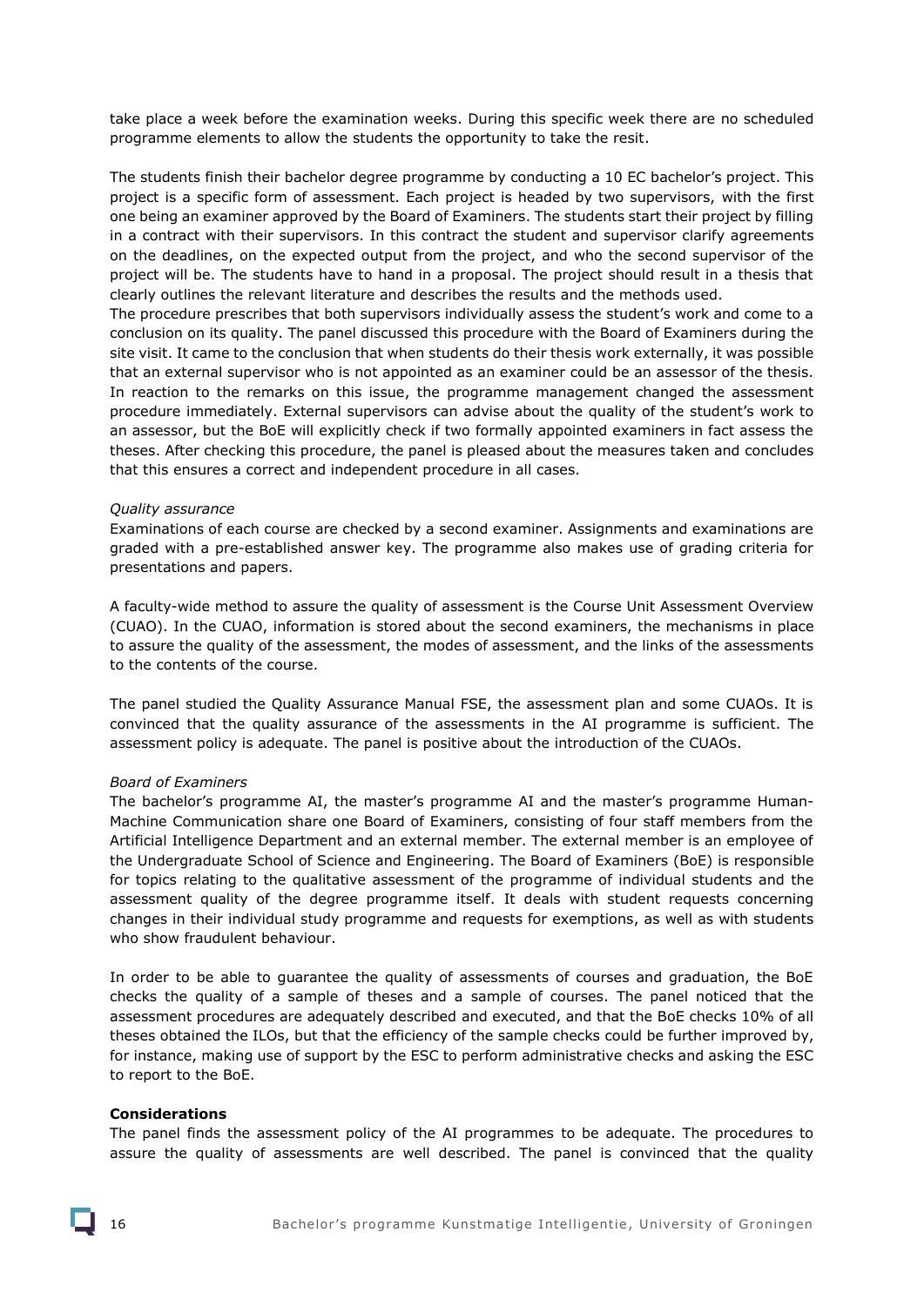take place a week before the examination weeks. During this specific week there are no scheduled programme elements to allow the students the opportunity to take the resit.

The students finish their bachelor degree programme by conducting a 10 EC bachelor's project. This project is a specific form of assessment. Each project is headed by two supervisors, with the first one being an examiner approved by the Board of Examiners. The students start their project by filling in a contract with their supervisors. In this contract the student and supervisor clarify agreements on the deadlines, on the expected output from the project, and who the second supervisor of the project will be. The students have to hand in a proposal. The project should result in a thesis that clearly outlines the relevant literature and describes the results and the methods used.
The procedure prescribes that both supervisors individually assess the student's work and come to a conclusion on its quality. The panel discussed this procedure with the Board of Examiners during the site visit. It came to the conclusion that when students do their thesis work externally, it was possible that an external supervisor who is not appointed as an examiner could be an assessor of the thesis. In reaction to the remarks on this issue, the programme management changed the assessment procedure immediately. External supervisors can advise about the quality of the student's work to an assessor, but the BoE will explicitly check if two formally appointed examiners in fact assess the theses. After checking this procedure, the panel is pleased about the measures taken and concludes that this ensures a correct and independent procedure in all cases.

*Quality assurance*
Examinations of each course are checked by a second examiner. Assignments and examinations are graded with a pre-established answer key. The programme also makes use of grading criteria for presentations and papers.

A faculty-wide method to assure the quality of assessment is the Course Unit Assessment Overview (CUAO). In the CUAO, information is stored about the second examiners, the mechanisms in place to assure the quality of the assessment, the modes of assessment, and the links of the assessments to the contents of the course.

The panel studied the Quality Assurance Manual FSE, the assessment plan and some CUAOs. It is convinced that the quality assurance of the assessments in the AI programme is sufficient. The assessment policy is adequate. The panel is positive about the introduction of the CUAOs.

*Board of Examiners*
The bachelor's programme AI, the master's programme AI and the master's programme Human-Machine Communication share one Board of Examiners, consisting of four staff members from the Artificial Intelligence Department and an external member. The external member is an employee of the Undergraduate School of Science and Engineering. The Board of Examiners (BoE) is responsible for topics relating to the qualitative assessment of the programme of individual students and the assessment quality of the degree programme itself. It deals with student requests concerning changes in their individual study programme and requests for exemptions, as well as with students who show fraudulent behaviour.

In order to be able to guarantee the quality of assessments of courses and graduation, the BoE checks the quality of a sample of theses and a sample of courses. The panel noticed that the assessment procedures are adequately described and executed, and that the BoE checks 10% of all theses obtained the ILOs, but that the efficiency of the sample checks could be further improved by, for instance, making use of support by the ESC to perform administrative checks and asking the ESC to report to the BoE.

**Considerations**
The panel finds the assessment policy of the AI programmes to be adequate. The procedures to assure the quality of assessments are well described. The panel is convinced that the quality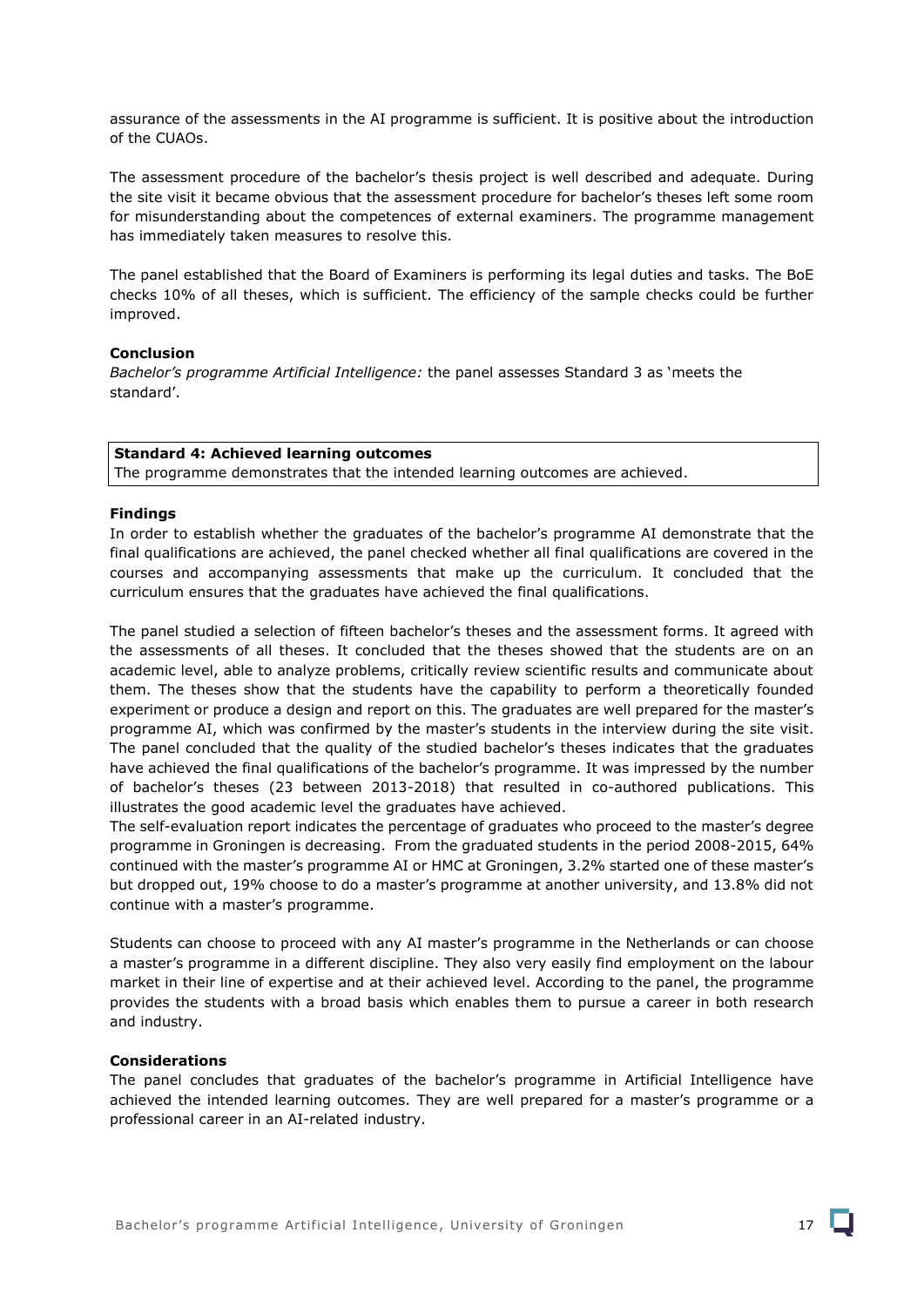assurance of the assessments in the AI programme is sufficient. It is positive about the introduction of the CUAOs.

The assessment procedure of the bachelor's thesis project is well described and adequate. During the site visit it became obvious that the assessment procedure for bachelor's theses left some room for misunderstanding about the competences of external examiners. The programme management has immediately taken measures to resolve this.

The panel established that the Board of Examiners is performing its legal duties and tasks. The BoE checks 10% of all theses, which is sufficient. The efficiency of the sample checks could be further improved.

**Conclusion**

*Bachelor's programme Artificial Intelligence:* the panel assesses Standard 3 as 'meets the standard'.

| **Standard 4: Achieved learning outcomes**<br>The programme demonstrates that the intended learning outcomes are achieved. |
| --- |

**Findings**

In order to establish whether the graduates of the bachelor's programme AI demonstrate that the final qualifications are achieved, the panel checked whether all final qualifications are covered in the courses and accompanying assessments that make up the curriculum. It concluded that the curriculum ensures that the graduates have achieved the final qualifications.

The panel studied a selection of fifteen bachelor's theses and the assessment forms. It agreed with the assessments of all theses. It concluded that the theses showed that the students are on an academic level, able to analyze problems, critically review scientific results and communicate about them. The theses show that the students have the capability to perform a theoretically founded experiment or produce a design and report on this. The graduates are well prepared for the master's programme AI, which was confirmed by the master's students in the interview during the site visit. The panel concluded that the quality of the studied bachelor's theses indicates that the graduates have achieved the final qualifications of the bachelor's programme. It was impressed by the number of bachelor's theses (23 between 2013-2018) that resulted in co-authored publications. This illustrates the good academic level the graduates have achieved.
The self-evaluation report indicates the percentage of graduates who proceed to the master's degree programme in Groningen is decreasing. From the graduated students in the period 2008-2015, 64% continued with the master's programme AI or HMC at Groningen, 3.2% started one of these master's but dropped out, 19% choose to do a master's programme at another university, and 13.8% did not continue with a master's programme.

Students can choose to proceed with any AI master's programme in the Netherlands or can choose a master's programme in a different discipline. They also very easily find employment on the labour market in their line of expertise and at their achieved level. According to the panel, the programme provides the students with a broad basis which enables them to pursue a career in both research and industry.

**Considerations**

The panel concludes that graduates of the bachelor's programme in Artificial Intelligence have achieved the intended learning outcomes. They are well prepared for a master's programme or a professional career in an AI-related industry.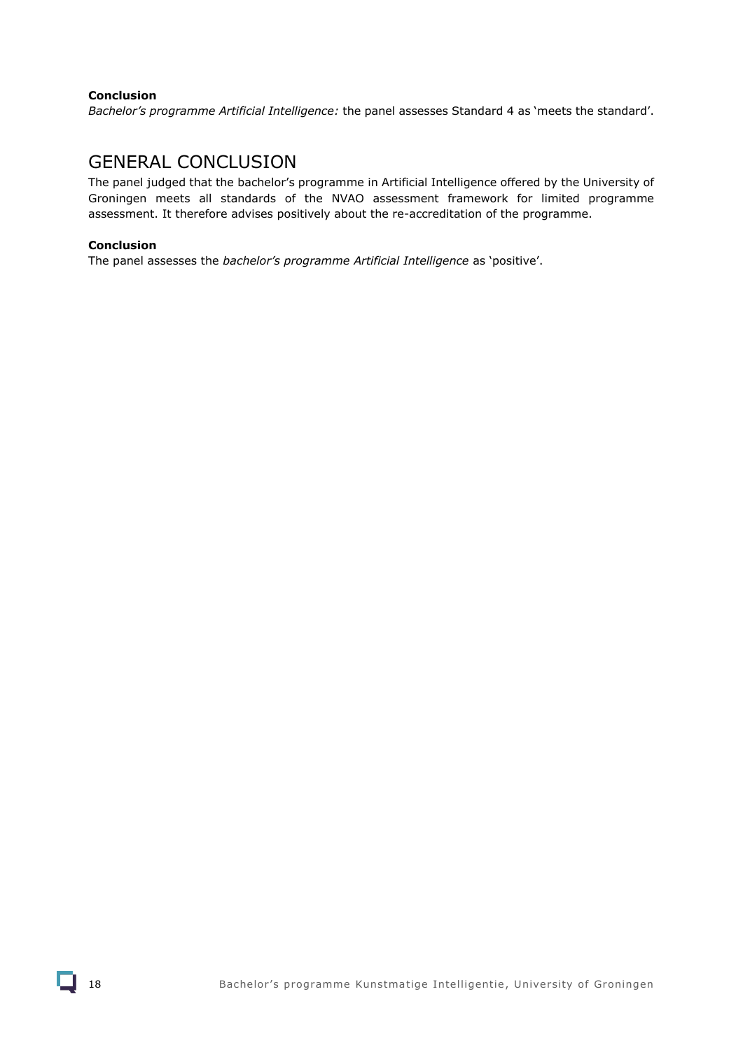**Conclusion**

*Bachelor's programme Artificial Intelligence:* the panel assesses Standard 4 as 'meets the standard'.

## GENERAL CONCLUSION

The panel judged that the bachelor's programme in Artificial Intelligence offered by the University of Groningen meets all standards of the NVAO assessment framework for limited programme assessment. It therefore advises positively about the re-accreditation of the programme.

**Conclusion**

The panel assesses the *bachelor's programme Artificial Intelligence* as 'positive'.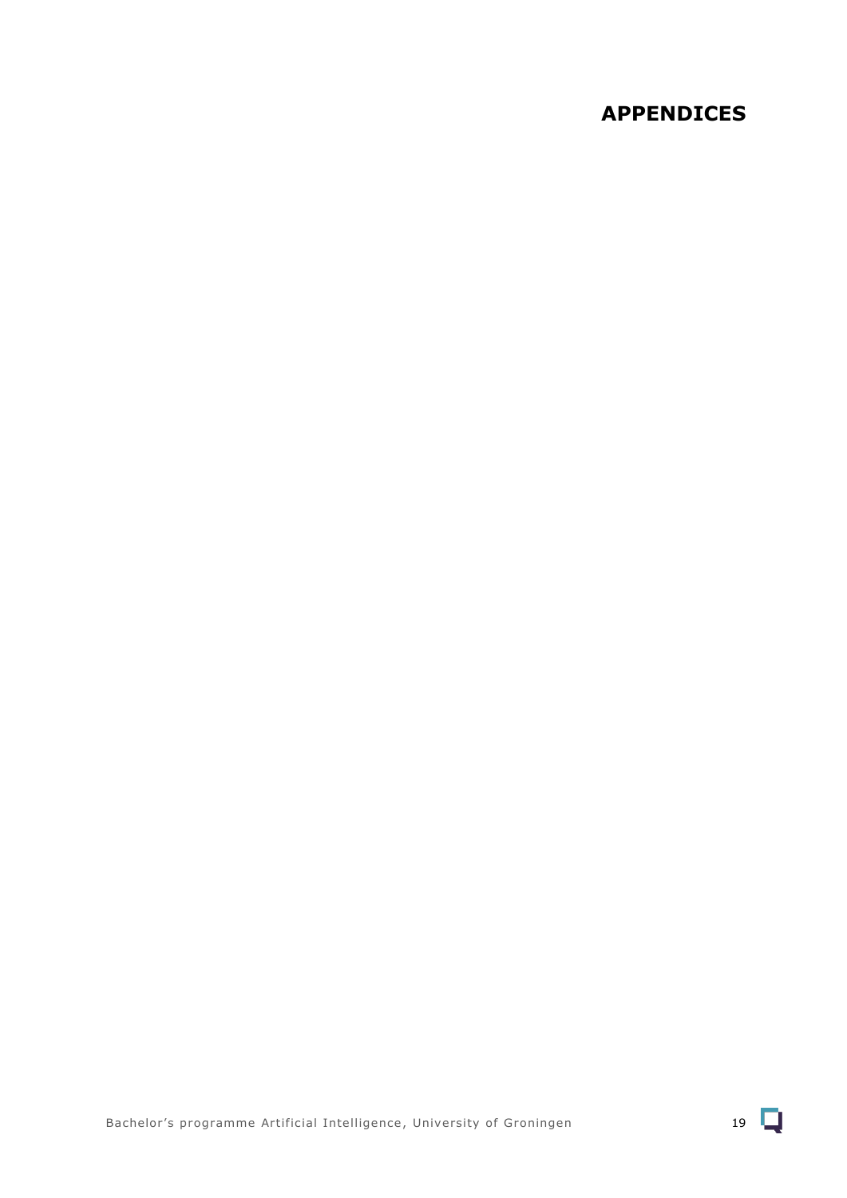# APPENDICES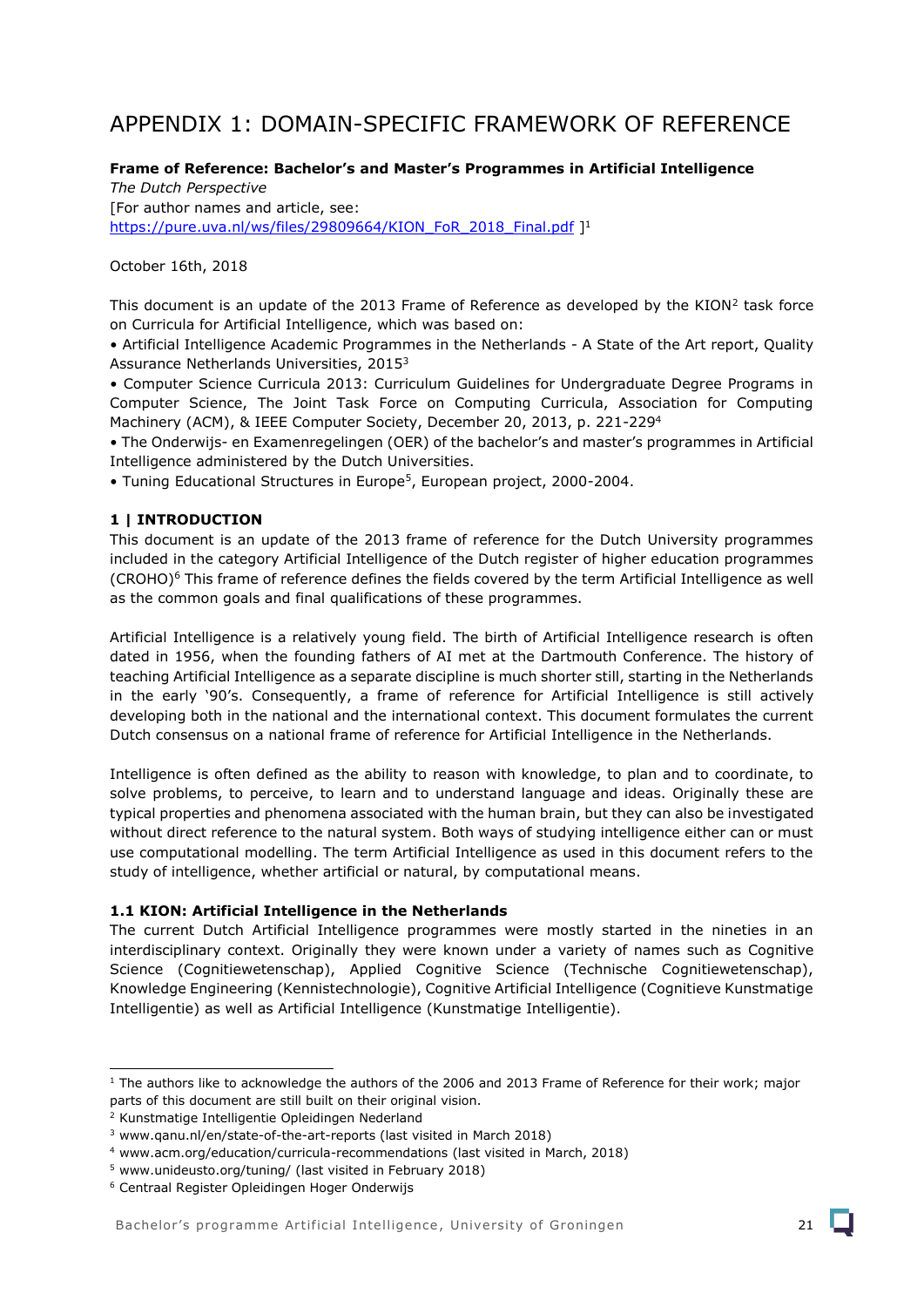# APPENDIX 1: DOMAIN-SPECIFIC FRAMEWORK OF REFERENCE

**Frame of Reference: Bachelor's and Master's Programmes in Artificial Intelligence**

*The Dutch Perspective*

[For author names and article, see: https://pure.uva.nl/ws/files/29809664/KION_FoR_2018_Final.pdf ][1]

October 16th, 2018

This document is an update of the 2013 Frame of Reference as developed by the KION[2] task force on Curricula for Artificial Intelligence, which was based on:

• Artificial Intelligence Academic Programmes in the Netherlands - A State of the Art report, Quality Assurance Netherlands Universities, 2015[3]

• Computer Science Curricula 2013: Curriculum Guidelines for Undergraduate Degree Programs in Computer Science, The Joint Task Force on Computing Curricula, Association for Computing Machinery (ACM), & IEEE Computer Society, December 20, 2013, p. 221-229[4]

• The Onderwijs- en Examenregelingen (OER) of the bachelor's and master's programmes in Artificial Intelligence administered by the Dutch Universities.

• Tuning Educational Structures in Europe[5], European project, 2000-2004.

## 1 | INTRODUCTION

This document is an update of the 2013 frame of reference for the Dutch University programmes included in the category Artificial Intelligence of the Dutch register of higher education programmes (CROHO)[6] This frame of reference defines the fields covered by the term Artificial Intelligence as well as the common goals and final qualifications of these programmes.

Artificial Intelligence is a relatively young field. The birth of Artificial Intelligence research is often dated in 1956, when the founding fathers of AI met at the Dartmouth Conference. The history of teaching Artificial Intelligence as a separate discipline is much shorter still, starting in the Netherlands in the early '90's. Consequently, a frame of reference for Artificial Intelligence is still actively developing both in the national and the international context. This document formulates the current Dutch consensus on a national frame of reference for Artificial Intelligence in the Netherlands.

Intelligence is often defined as the ability to reason with knowledge, to plan and to coordinate, to solve problems, to perceive, to learn and to understand language and ideas. Originally these are typical properties and phenomena associated with the human brain, but they can also be investigated without direct reference to the natural system. Both ways of studying intelligence either can or must use computational modelling. The term Artificial Intelligence as used in this document refers to the study of intelligence, whether artificial or natural, by computational means.

### 1.1 KION: Artificial Intelligence in the Netherlands

The current Dutch Artificial Intelligence programmes were mostly started in the nineties in an interdisciplinary context. Originally they were known under a variety of names such as Cognitive Science (Cognitiewetenschap), Applied Cognitive Science (Technische Cognitiewetenschap), Knowledge Engineering (Kennistechnologie), Cognitive Artificial Intelligence (Cognitieve Kunstmatige Intelligentie) as well as Artificial Intelligence (Kunstmatige Intelligentie).

---

[1] The authors like to acknowledge the authors of the 2006 and 2013 Frame of Reference for their work; major parts of this document are still built on their original vision.

[2] Kunstmatige Intelligentie Opleidingen Nederland

[3] www.qanu.nl/en/state-of-the-art-reports (last visited in March 2018)

[4] www.acm.org/education/curricula-recommendations (last visited in March, 2018)

[5] www.unideusto.org/tuning/ (last visited in February 2018)

[6] Centraal Register Opleidingen Hoger Onderwijs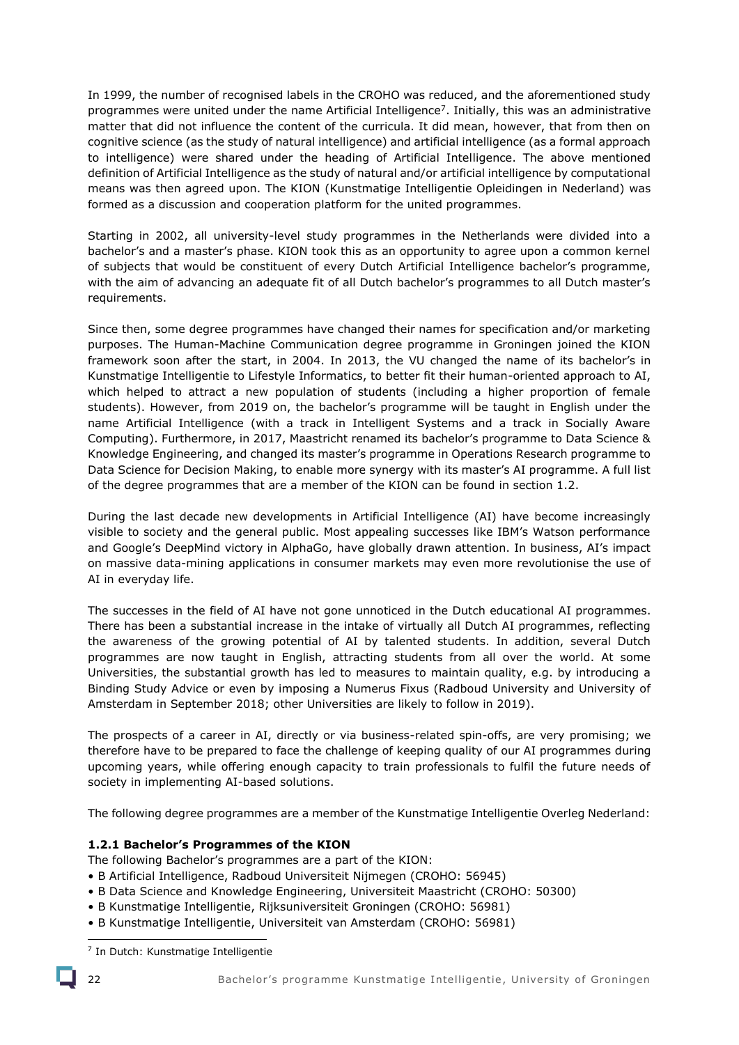In 1999, the number of recognised labels in the CROHO was reduced, and the aforementioned study programmes were united under the name Artificial Intelligence[7]. Initially, this was an administrative matter that did not influence the content of the curricula. It did mean, however, that from then on cognitive science (as the study of natural intelligence) and artificial intelligence (as a formal approach to intelligence) were shared under the heading of Artificial Intelligence. The above mentioned definition of Artificial Intelligence as the study of natural and/or artificial intelligence by computational means was then agreed upon. The KION (Kunstmatige Intelligentie Opleidingen in Nederland) was formed as a discussion and cooperation platform for the united programmes.

Starting in 2002, all university-level study programmes in the Netherlands were divided into a bachelor's and a master's phase. KION took this as an opportunity to agree upon a common kernel of subjects that would be constituent of every Dutch Artificial Intelligence bachelor's programme, with the aim of advancing an adequate fit of all Dutch bachelor's programmes to all Dutch master's requirements.

Since then, some degree programmes have changed their names for specification and/or marketing purposes. The Human-Machine Communication degree programme in Groningen joined the KION framework soon after the start, in 2004. In 2013, the VU changed the name of its bachelor's in Kunstmatige Intelligentie to Lifestyle Informatics, to better fit their human-oriented approach to AI, which helped to attract a new population of students (including a higher proportion of female students). However, from 2019 on, the bachelor's programme will be taught in English under the name Artificial Intelligence (with a track in Intelligent Systems and a track in Socially Aware Computing). Furthermore, in 2017, Maastricht renamed its bachelor's programme to Data Science & Knowledge Engineering, and changed its master's programme in Operations Research programme to Data Science for Decision Making, to enable more synergy with its master's AI programme. A full list of the degree programmes that are a member of the KION can be found in section 1.2.

During the last decade new developments in Artificial Intelligence (AI) have become increasingly visible to society and the general public. Most appealing successes like IBM's Watson performance and Google's DeepMind victory in AlphaGo, have globally drawn attention. In business, AI's impact on massive data-mining applications in consumer markets may even more revolutionise the use of AI in everyday life.

The successes in the field of AI have not gone unnoticed in the Dutch educational AI programmes. There has been a substantial increase in the intake of virtually all Dutch AI programmes, reflecting the awareness of the growing potential of AI by talented students. In addition, several Dutch programmes are now taught in English, attracting students from all over the world. At some Universities, the substantial growth has led to measures to maintain quality, e.g. by introducing a Binding Study Advice or even by imposing a Numerus Fixus (Radboud University and University of Amsterdam in September 2018; other Universities are likely to follow in 2019).

The prospects of a career in AI, directly or via business-related spin-offs, are very promising; we therefore have to be prepared to face the challenge of keeping quality of our AI programmes during upcoming years, while offering enough capacity to train professionals to fulfil the future needs of society in implementing AI-based solutions.

The following degree programmes are a member of the Kunstmatige Intelligentie Overleg Nederland:

#### 1.2.1 Bachelor's Programmes of the KION

The following Bachelor's programmes are a part of the KION:

- B Artificial Intelligence, Radboud Universiteit Nijmegen (CROHO: 56945)
- B Data Science and Knowledge Engineering, Universiteit Maastricht (CROHO: 50300)
- B Kunstmatige Intelligentie, Rijksuniversiteit Groningen (CROHO: 56981)
- B Kunstmatige Intelligentie, Universiteit van Amsterdam (CROHO: 56981)

[7] In Dutch: Kunstmatige Intelligentie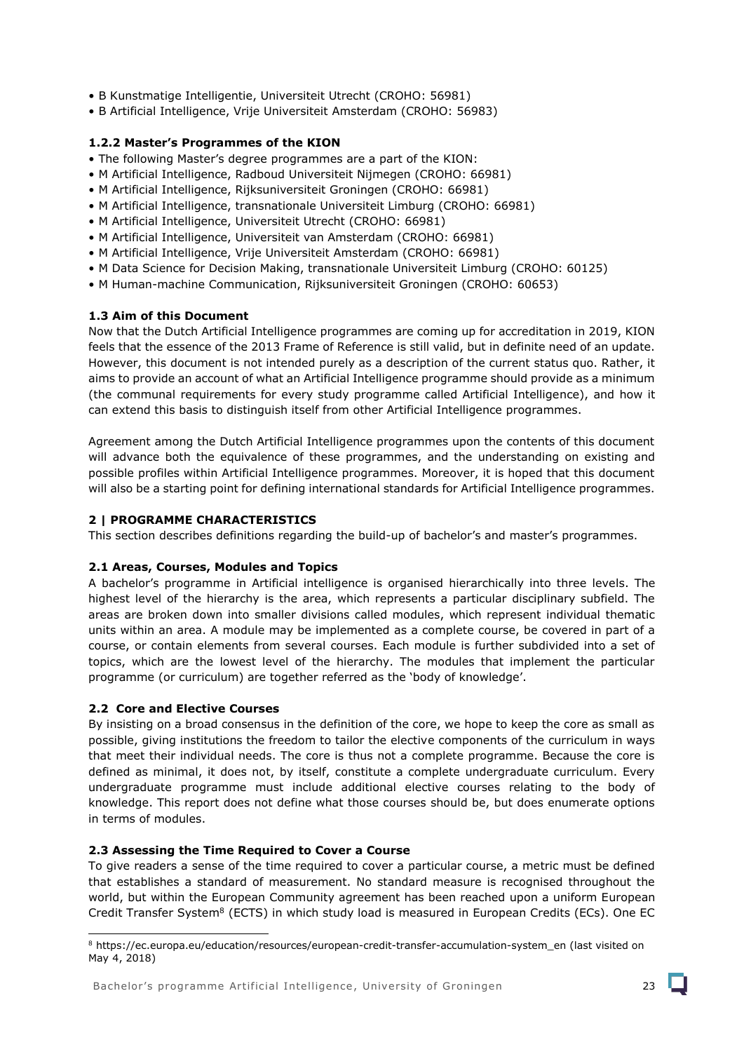- B Kunstmatige Intelligentie, Universiteit Utrecht (CROHO: 56981)
- B Artificial Intelligence, Vrije Universiteit Amsterdam (CROHO: 56983)

### 1.2.2 Master's Programmes of the KION

- The following Master's degree programmes are a part of the KION:
- M Artificial Intelligence, Radboud Universiteit Nijmegen (CROHO: 66981)
- M Artificial Intelligence, Rijksuniversiteit Groningen (CROHO: 66981)
- M Artificial Intelligence, transnationale Universiteit Limburg (CROHO: 66981)
- M Artificial Intelligence, Universiteit Utrecht (CROHO: 66981)
- M Artificial Intelligence, Universiteit van Amsterdam (CROHO: 66981)
- M Artificial Intelligence, Vrije Universiteit Amsterdam (CROHO: 66981)
- M Data Science for Decision Making, transnationale Universiteit Limburg (CROHO: 60125)
- M Human-machine Communication, Rijksuniversiteit Groningen (CROHO: 60653)

### 1.3 Aim of this Document

Now that the Dutch Artificial Intelligence programmes are coming up for accreditation in 2019, KION feels that the essence of the 2013 Frame of Reference is still valid, but in definite need of an update. However, this document is not intended purely as a description of the current status quo. Rather, it aims to provide an account of what an Artificial Intelligence programme should provide as a minimum (the communal requirements for every study programme called Artificial Intelligence), and how it can extend this basis to distinguish itself from other Artificial Intelligence programmes.

Agreement among the Dutch Artificial Intelligence programmes upon the contents of this document will advance both the equivalence of these programmes, and the understanding on existing and possible profiles within Artificial Intelligence programmes. Moreover, it is hoped that this document will also be a starting point for defining international standards for Artificial Intelligence programmes.

## 2 | PROGRAMME CHARACTERISTICS

This section describes definitions regarding the build-up of bachelor's and master's programmes.

### 2.1 Areas, Courses, Modules and Topics

A bachelor's programme in Artificial intelligence is organised hierarchically into three levels. The highest level of the hierarchy is the area, which represents a particular disciplinary subfield. The areas are broken down into smaller divisions called modules, which represent individual thematic units within an area. A module may be implemented as a complete course, be covered in part of a course, or contain elements from several courses. Each module is further subdivided into a set of topics, which are the lowest level of the hierarchy. The modules that implement the particular programme (or curriculum) are together referred as the 'body of knowledge'.

### 2.2 Core and Elective Courses

By insisting on a broad consensus in the definition of the core, we hope to keep the core as small as possible, giving institutions the freedom to tailor the elective components of the curriculum in ways that meet their individual needs. The core is thus not a complete programme. Because the core is defined as minimal, it does not, by itself, constitute a complete undergraduate curriculum. Every undergraduate programme must include additional elective courses relating to the body of knowledge. This report does not define what those courses should be, but does enumerate options in terms of modules.

### 2.3 Assessing the Time Required to Cover a Course

To give readers a sense of the time required to cover a particular course, a metric must be defined that establishes a standard of measurement. No standard measure is recognised throughout the world, but within the European Community agreement has been reached upon a uniform European Credit Transfer System[8] (ECTS) in which study load is measured in European Credits (ECs). One EC

[8] https://ec.europa.eu/education/resources/european-credit-transfer-accumulation-system_en (last visited on May 4, 2018)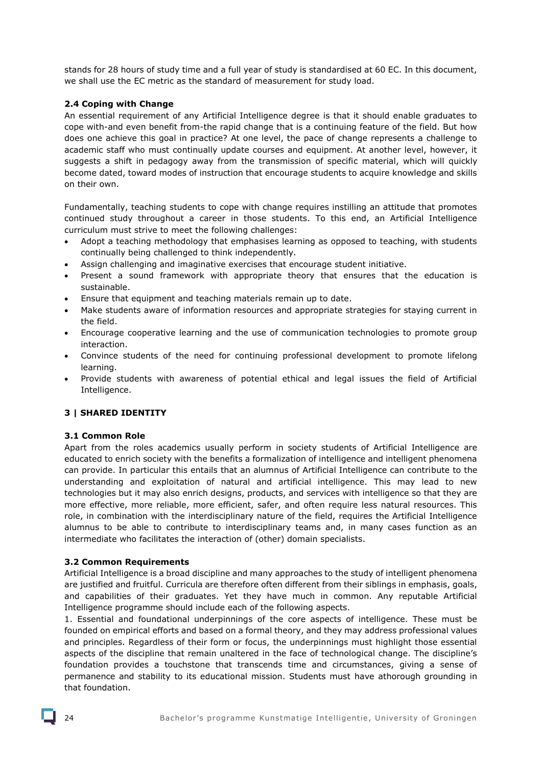stands for 28 hours of study time and a full year of study is standardised at 60 EC. In this document, we shall use the EC metric as the standard of measurement for study load.

### 2.4 Coping with Change

An essential requirement of any Artificial Intelligence degree is that it should enable graduates to cope with-and even benefit from-the rapid change that is a continuing feature of the field. But how does one achieve this goal in practice? At one level, the pace of change represents a challenge to academic staff who must continually update courses and equipment. At another level, however, it suggests a shift in pedagogy away from the transmission of specific material, which will quickly become dated, toward modes of instruction that encourage students to acquire knowledge and skills on their own.

Fundamentally, teaching students to cope with change requires instilling an attitude that promotes continued study throughout a career in those students. To this end, an Artificial Intelligence curriculum must strive to meet the following challenges:

- Adopt a teaching methodology that emphasises learning as opposed to teaching, with students continually being challenged to think independently.
- Assign challenging and imaginative exercises that encourage student initiative.
- Present a sound framework with appropriate theory that ensures that the education is sustainable.
- Ensure that equipment and teaching materials remain up to date.
- Make students aware of information resources and appropriate strategies for staying current in the field.
- Encourage cooperative learning and the use of communication technologies to promote group interaction.
- Convince students of the need for continuing professional development to promote lifelong learning.
- Provide students with awareness of potential ethical and legal issues the field of Artificial Intelligence.

## 3 | SHARED IDENTITY

### 3.1 Common Role

Apart from the roles academics usually perform in society students of Artificial Intelligence are educated to enrich society with the benefits a formalization of intelligence and intelligent phenomena can provide. In particular this entails that an alumnus of Artificial Intelligence can contribute to the understanding and exploitation of natural and artificial intelligence. This may lead to new technologies but it may also enrich designs, products, and services with intelligence so that they are more effective, more reliable, more efficient, safer, and often require less natural resources. This role, in combination with the interdisciplinary nature of the field, requires the Artificial Intelligence alumnus to be able to contribute to interdisciplinary teams and, in many cases function as an intermediate who facilitates the interaction of (other) domain specialists.

### 3.2 Common Requirements

Artificial Intelligence is a broad discipline and many approaches to the study of intelligent phenomena are justified and fruitful. Curricula are therefore often different from their siblings in emphasis, goals, and capabilities of their graduates. Yet they have much in common. Any reputable Artificial Intelligence programme should include each of the following aspects.

1. Essential and foundational underpinnings of the core aspects of intelligence. These must be founded on empirical efforts and based on a formal theory, and they may address professional values and principles. Regardless of their form or focus, the underpinnings must highlight those essential aspects of the discipline that remain unaltered in the face of technological change. The discipline's foundation provides a touchstone that transcends time and circumstances, giving a sense of permanence and stability to its educational mission. Students must have athorough grounding in that foundation.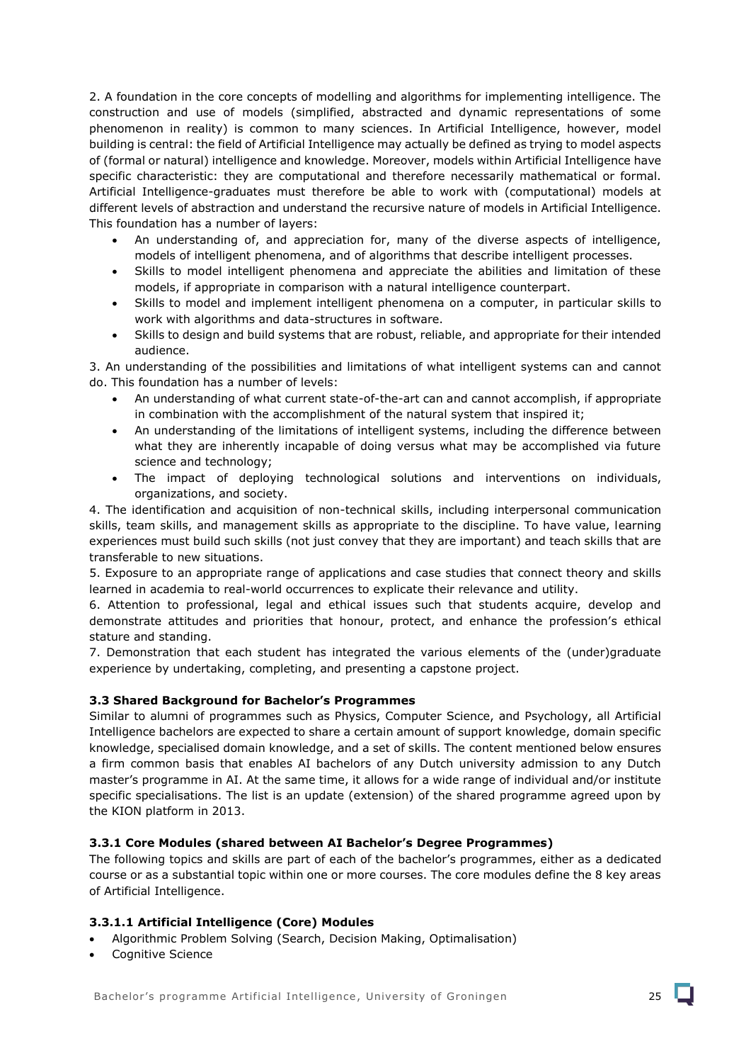2. A foundation in the core concepts of modelling and algorithms for implementing intelligence. The construction and use of models (simplified, abstracted and dynamic representations of some phenomenon in reality) is common to many sciences. In Artificial Intelligence, however, model building is central: the field of Artificial Intelligence may actually be defined as trying to model aspects of (formal or natural) intelligence and knowledge. Moreover, models within Artificial Intelligence have specific characteristic: they are computational and therefore necessarily mathematical or formal. Artificial Intelligence-graduates must therefore be able to work with (computational) models at different levels of abstraction and understand the recursive nature of models in Artificial Intelligence. This foundation has a number of layers:

- An understanding of, and appreciation for, many of the diverse aspects of intelligence, models of intelligent phenomena, and of algorithms that describe intelligent processes.
- Skills to model intelligent phenomena and appreciate the abilities and limitation of these models, if appropriate in comparison with a natural intelligence counterpart.
- Skills to model and implement intelligent phenomena on a computer, in particular skills to work with algorithms and data-structures in software.
- Skills to design and build systems that are robust, reliable, and appropriate for their intended audience.

3. An understanding of the possibilities and limitations of what intelligent systems can and cannot do. This foundation has a number of levels:

- An understanding of what current state-of-the-art can and cannot accomplish, if appropriate in combination with the accomplishment of the natural system that inspired it;
- An understanding of the limitations of intelligent systems, including the difference between what they are inherently incapable of doing versus what may be accomplished via future science and technology;
- The impact of deploying technological solutions and interventions on individuals, organizations, and society.

4. The identification and acquisition of non-technical skills, including interpersonal communication skills, team skills, and management skills as appropriate to the discipline. To have value, learning experiences must build such skills (not just convey that they are important) and teach skills that are transferable to new situations.

5. Exposure to an appropriate range of applications and case studies that connect theory and skills learned in academia to real-world occurrences to explicate their relevance and utility.

6. Attention to professional, legal and ethical issues such that students acquire, develop and demonstrate attitudes and priorities that honour, protect, and enhance the profession's ethical stature and standing.

7. Demonstration that each student has integrated the various elements of the (under)graduate experience by undertaking, completing, and presenting a capstone project.

### 3.3 Shared Background for Bachelor's Programmes

Similar to alumni of programmes such as Physics, Computer Science, and Psychology, all Artificial Intelligence bachelors are expected to share a certain amount of support knowledge, domain specific knowledge, specialised domain knowledge, and a set of skills. The content mentioned below ensures a firm common basis that enables AI bachelors of any Dutch university admission to any Dutch master's programme in AI. At the same time, it allows for a wide range of individual and/or institute specific specialisations. The list is an update (extension) of the shared programme agreed upon by the KION platform in 2013.

#### 3.3.1 Core Modules (shared between AI Bachelor's Degree Programmes)

The following topics and skills are part of each of the bachelor's programmes, either as a dedicated course or as a substantial topic within one or more courses. The core modules define the 8 key areas of Artificial Intelligence.

##### 3.3.1.1 Artificial Intelligence (Core) Modules

- Algorithmic Problem Solving (Search, Decision Making, Optimalisation)
- Cognitive Science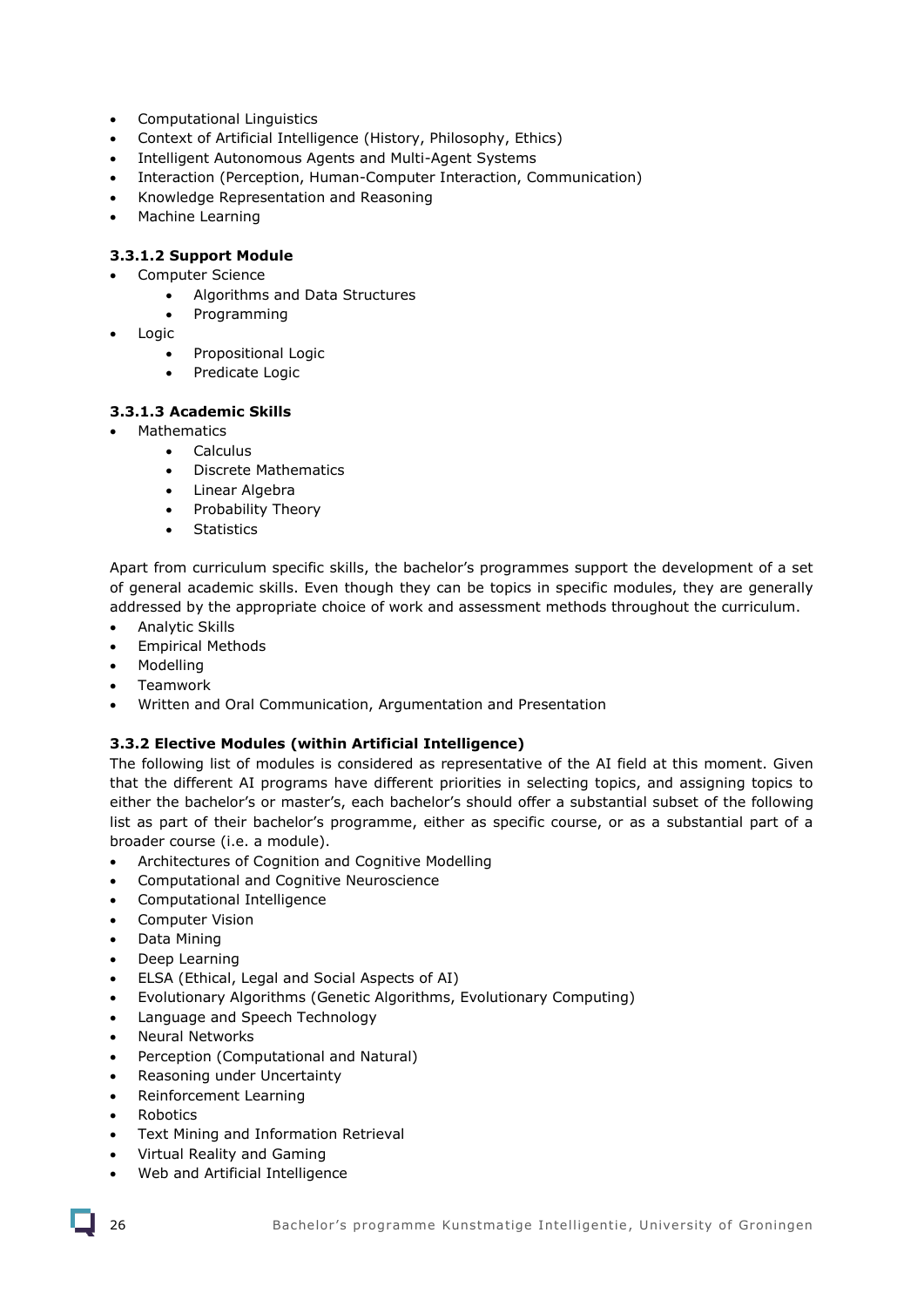- Computational Linguistics
- Context of Artificial Intelligence (History, Philosophy, Ethics)
- Intelligent Autonomous Agents and Multi-Agent Systems
- Interaction (Perception, Human-Computer Interaction, Communication)
- Knowledge Representation and Reasoning
- Machine Learning

#### 3.3.1.2 Support Module

- Computer Science
  - Algorithms and Data Structures
  - Programming
- Logic
  - Propositional Logic
  - Predicate Logic

#### 3.3.1.3 Academic Skills

- Mathematics
  - Calculus
  - Discrete Mathematics
  - Linear Algebra
  - Probability Theory
  - Statistics

Apart from curriculum specific skills, the bachelor's programmes support the development of a set of general academic skills. Even though they can be topics in specific modules, they are generally addressed by the appropriate choice of work and assessment methods throughout the curriculum.

- Analytic Skills
- Empirical Methods
- Modelling
- Teamwork
- Written and Oral Communication, Argumentation and Presentation

### 3.3.2 Elective Modules (within Artificial Intelligence)

The following list of modules is considered as representative of the AI field at this moment. Given that the different AI programs have different priorities in selecting topics, and assigning topics to either the bachelor's or master's, each bachelor's should offer a substantial subset of the following list as part of their bachelor's programme, either as specific course, or as a substantial part of a broader course (i.e. a module).

- Architectures of Cognition and Cognitive Modelling
- Computational and Cognitive Neuroscience
- Computational Intelligence
- Computer Vision
- Data Mining
- Deep Learning
- ELSA (Ethical, Legal and Social Aspects of AI)
- Evolutionary Algorithms (Genetic Algorithms, Evolutionary Computing)
- Language and Speech Technology
- Neural Networks
- Perception (Computational and Natural)
- Reasoning under Uncertainty
- Reinforcement Learning
- Robotics
- Text Mining and Information Retrieval
- Virtual Reality and Gaming
- Web and Artificial Intelligence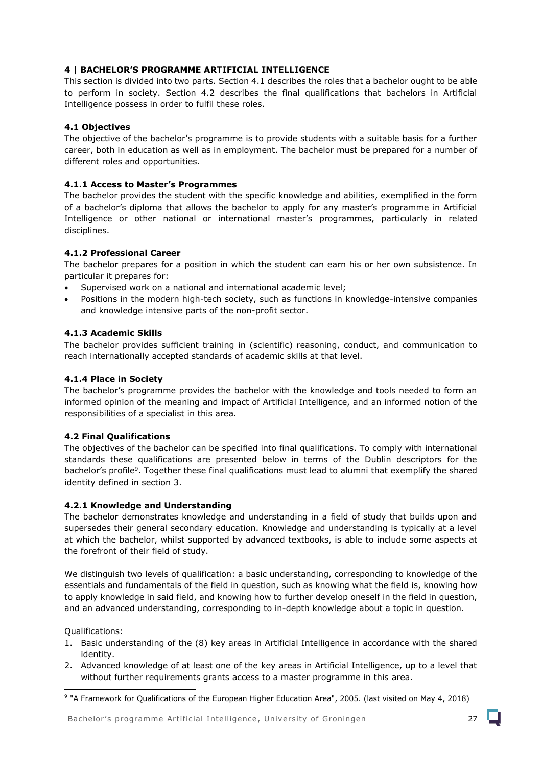# 4 | BACHELOR'S PROGRAMME ARTIFICIAL INTELLIGENCE

This section is divided into two parts. Section 4.1 describes the roles that a bachelor ought to be able to perform in society. Section 4.2 describes the final qualifications that bachelors in Artificial Intelligence possess in order to fulfil these roles.

## 4.1 Objectives

The objective of the bachelor's programme is to provide students with a suitable basis for a further career, both in education as well as in employment. The bachelor must be prepared for a number of different roles and opportunities.

### 4.1.1 Access to Master's Programmes

The bachelor provides the student with the specific knowledge and abilities, exemplified in the form of a bachelor's diploma that allows the bachelor to apply for any master's programme in Artificial Intelligence or other national or international master's programmes, particularly in related disciplines.

### 4.1.2 Professional Career

The bachelor prepares for a position in which the student can earn his or her own subsistence. In particular it prepares for:

- Supervised work on a national and international academic level;
- Positions in the modern high-tech society, such as functions in knowledge-intensive companies and knowledge intensive parts of the non-profit sector.

### 4.1.3 Academic Skills

The bachelor provides sufficient training in (scientific) reasoning, conduct, and communication to reach internationally accepted standards of academic skills at that level.

### 4.1.4 Place in Society

The bachelor's programme provides the bachelor with the knowledge and tools needed to form an informed opinion of the meaning and impact of Artificial Intelligence, and an informed notion of the responsibilities of a specialist in this area.

## 4.2 Final Qualifications

The objectives of the bachelor can be specified into final qualifications. To comply with international standards these qualifications are presented below in terms of the Dublin descriptors for the bachelor's profile[9]. Together these final qualifications must lead to alumni that exemplify the shared identity defined in section 3.

### 4.2.1 Knowledge and Understanding

The bachelor demonstrates knowledge and understanding in a field of study that builds upon and supersedes their general secondary education. Knowledge and understanding is typically at a level at which the bachelor, whilst supported by advanced textbooks, is able to include some aspects at the forefront of their field of study.

We distinguish two levels of qualification: a basic understanding, corresponding to knowledge of the essentials and fundamentals of the field in question, such as knowing what the field is, knowing how to apply knowledge in said field, and knowing how to further develop oneself in the field in question, and an advanced understanding, corresponding to in-depth knowledge about a topic in question.

Qualifications:

1. Basic understanding of the (8) key areas in Artificial Intelligence in accordance with the shared identity.
2. Advanced knowledge of at least one of the key areas in Artificial Intelligence, up to a level that without further requirements grants access to a master programme in this area.

[9] "A Framework for Qualifications of the European Higher Education Area", 2005. (last visited on May 4, 2018)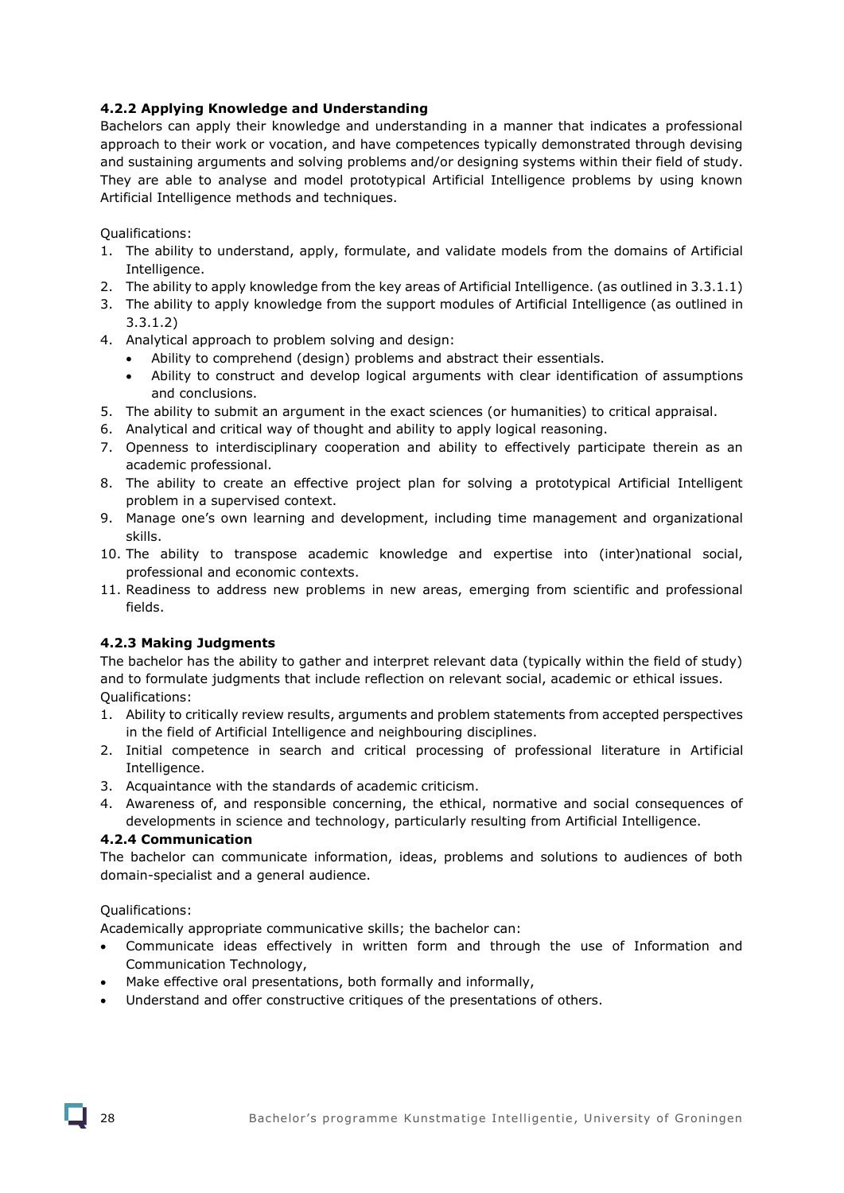#### 4.2.2 Applying Knowledge and Understanding

Bachelors can apply their knowledge and understanding in a manner that indicates a professional approach to their work or vocation, and have competences typically demonstrated through devising and sustaining arguments and solving problems and/or designing systems within their field of study. They are able to analyse and model prototypical Artificial Intelligence problems by using known Artificial Intelligence methods and techniques.

Qualifications:

1. The ability to understand, apply, formulate, and validate models from the domains of Artificial Intelligence.
2. The ability to apply knowledge from the key areas of Artificial Intelligence. (as outlined in 3.3.1.1)
3. The ability to apply knowledge from the support modules of Artificial Intelligence (as outlined in 3.3.1.2)
4. Analytical approach to problem solving and design:
   - Ability to comprehend (design) problems and abstract their essentials.
   - Ability to construct and develop logical arguments with clear identification of assumptions and conclusions.
5. The ability to submit an argument in the exact sciences (or humanities) to critical appraisal.
6. Analytical and critical way of thought and ability to apply logical reasoning.
7. Openness to interdisciplinary cooperation and ability to effectively participate therein as an academic professional.
8. The ability to create an effective project plan for solving a prototypical Artificial Intelligent problem in a supervised context.
9. Manage one's own learning and development, including time management and organizational skills.
10. The ability to transpose academic knowledge and expertise into (inter)national social, professional and economic contexts.
11. Readiness to address new problems in new areas, emerging from scientific and professional fields.

#### 4.2.3 Making Judgments

The bachelor has the ability to gather and interpret relevant data (typically within the field of study) and to formulate judgments that include reflection on relevant social, academic or ethical issues.
Qualifications:

1. Ability to critically review results, arguments and problem statements from accepted perspectives in the field of Artificial Intelligence and neighbouring disciplines.
2. Initial competence in search and critical processing of professional literature in Artificial Intelligence.
3. Acquaintance with the standards of academic criticism.
4. Awareness of, and responsible concerning, the ethical, normative and social consequences of developments in science and technology, particularly resulting from Artificial Intelligence.

#### 4.2.4 Communication

The bachelor can communicate information, ideas, problems and solutions to audiences of both domain-specialist and a general audience.

Qualifications:

Academically appropriate communicative skills; the bachelor can:

- Communicate ideas effectively in written form and through the use of Information and Communication Technology,
- Make effective oral presentations, both formally and informally,
- Understand and offer constructive critiques of the presentations of others.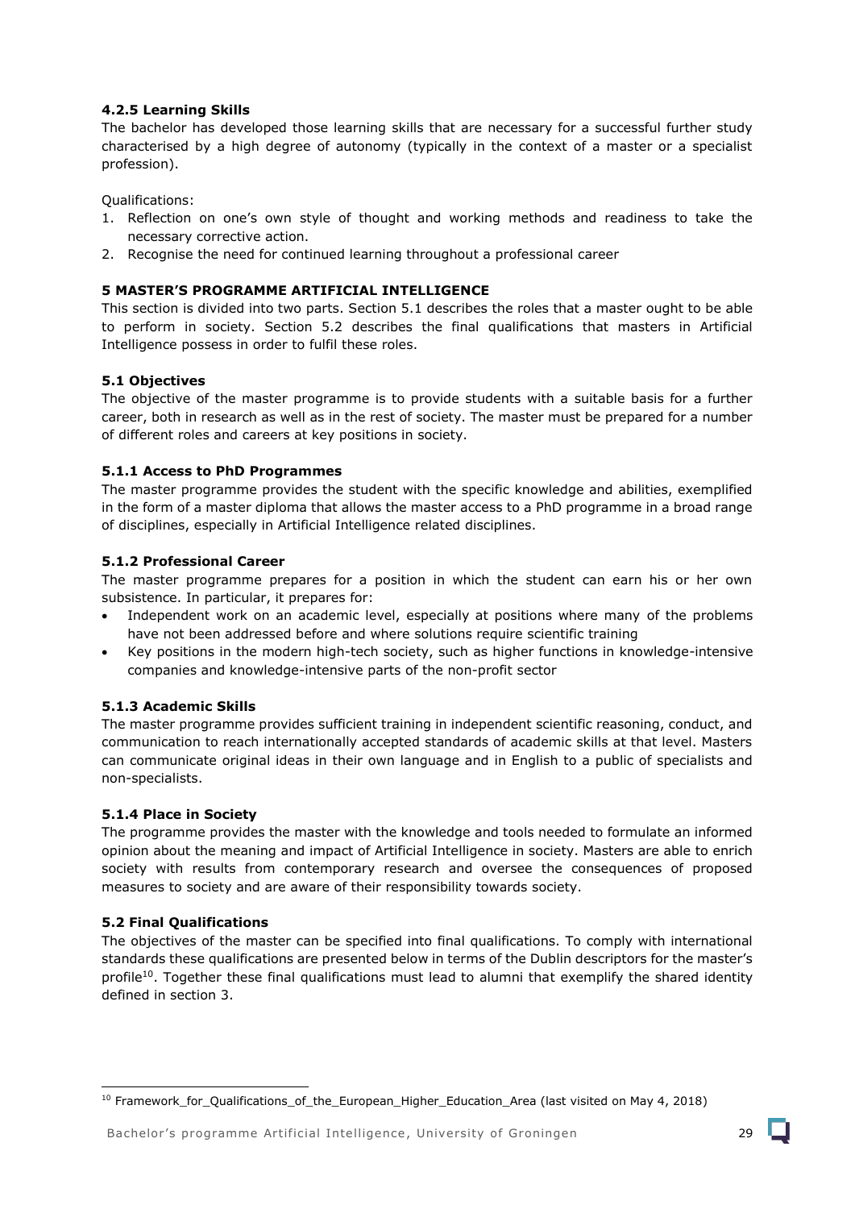#### 4.2.5 Learning Skills

The bachelor has developed those learning skills that are necessary for a successful further study characterised by a high degree of autonomy (typically in the context of a master or a specialist profession).

Qualifications:

1. Reflection on one's own style of thought and working methods and readiness to take the necessary corrective action.
2. Recognise the need for continued learning throughout a professional career

## 5 MASTER'S PROGRAMME ARTIFICIAL INTELLIGENCE

This section is divided into two parts. Section 5.1 describes the roles that a master ought to be able to perform in society. Section 5.2 describes the final qualifications that masters in Artificial Intelligence possess in order to fulfil these roles.

### 5.1 Objectives

The objective of the master programme is to provide students with a suitable basis for a further career, both in research as well as in the rest of society. The master must be prepared for a number of different roles and careers at key positions in society.

#### 5.1.1 Access to PhD Programmes

The master programme provides the student with the specific knowledge and abilities, exemplified in the form of a master diploma that allows the master access to a PhD programme in a broad range of disciplines, especially in Artificial Intelligence related disciplines.

#### 5.1.2 Professional Career

The master programme prepares for a position in which the student can earn his or her own subsistence. In particular, it prepares for:

- Independent work on an academic level, especially at positions where many of the problems have not been addressed before and where solutions require scientific training
- Key positions in the modern high-tech society, such as higher functions in knowledge-intensive companies and knowledge-intensive parts of the non-profit sector

#### 5.1.3 Academic Skills

The master programme provides sufficient training in independent scientific reasoning, conduct, and communication to reach internationally accepted standards of academic skills at that level. Masters can communicate original ideas in their own language and in English to a public of specialists and non-specialists.

#### 5.1.4 Place in Society

The programme provides the master with the knowledge and tools needed to formulate an informed opinion about the meaning and impact of Artificial Intelligence in society. Masters are able to enrich society with results from contemporary research and oversee the consequences of proposed measures to society and are aware of their responsibility towards society.

### 5.2 Final Qualifications

The objectives of the master can be specified into final qualifications. To comply with international standards these qualifications are presented below in terms of the Dublin descriptors for the master's profile[10]. Together these final qualifications must lead to alumni that exemplify the shared identity defined in section 3.

[10] Framework_for_Qualifications_of_the_European_Higher_Education_Area (last visited on May 4, 2018)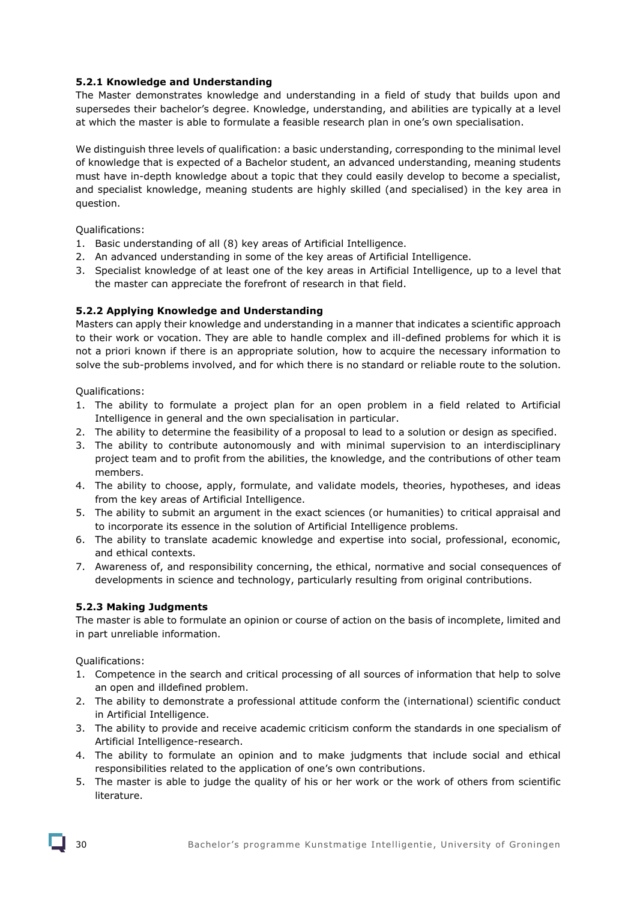### 5.2.1 Knowledge and Understanding

The Master demonstrates knowledge and understanding in a field of study that builds upon and supersedes their bachelor's degree. Knowledge, understanding, and abilities are typically at a level at which the master is able to formulate a feasible research plan in one's own specialisation.

We distinguish three levels of qualification: a basic understanding, corresponding to the minimal level of knowledge that is expected of a Bachelor student, an advanced understanding, meaning students must have in-depth knowledge about a topic that they could easily develop to become a specialist, and specialist knowledge, meaning students are highly skilled (and specialised) in the key area in question.

Qualifications:

1. Basic understanding of all (8) key areas of Artificial Intelligence.
2. An advanced understanding in some of the key areas of Artificial Intelligence.
3. Specialist knowledge of at least one of the key areas in Artificial Intelligence, up to a level that the master can appreciate the forefront of research in that field.

### 5.2.2 Applying Knowledge and Understanding

Masters can apply their knowledge and understanding in a manner that indicates a scientific approach to their work or vocation. They are able to handle complex and ill-defined problems for which it is not a priori known if there is an appropriate solution, how to acquire the necessary information to solve the sub-problems involved, and for which there is no standard or reliable route to the solution.

Qualifications:

1. The ability to formulate a project plan for an open problem in a field related to Artificial Intelligence in general and the own specialisation in particular.
2. The ability to determine the feasibility of a proposal to lead to a solution or design as specified.
3. The ability to contribute autonomously and with minimal supervision to an interdisciplinary project team and to profit from the abilities, the knowledge, and the contributions of other team members.
4. The ability to choose, apply, formulate, and validate models, theories, hypotheses, and ideas from the key areas of Artificial Intelligence.
5. The ability to submit an argument in the exact sciences (or humanities) to critical appraisal and to incorporate its essence in the solution of Artificial Intelligence problems.
6. The ability to translate academic knowledge and expertise into social, professional, economic, and ethical contexts.
7. Awareness of, and responsibility concerning, the ethical, normative and social consequences of developments in science and technology, particularly resulting from original contributions.

### 5.2.3 Making Judgments

The master is able to formulate an opinion or course of action on the basis of incomplete, limited and in part unreliable information.

Qualifications:

1. Competence in the search and critical processing of all sources of information that help to solve an open and illdefined problem.
2. The ability to demonstrate a professional attitude conform the (international) scientific conduct in Artificial Intelligence.
3. The ability to provide and receive academic criticism conform the standards in one specialism of Artificial Intelligence-research.
4. The ability to formulate an opinion and to make judgments that include social and ethical responsibilities related to the application of one's own contributions.
5. The master is able to judge the quality of his or her work or the work of others from scientific literature.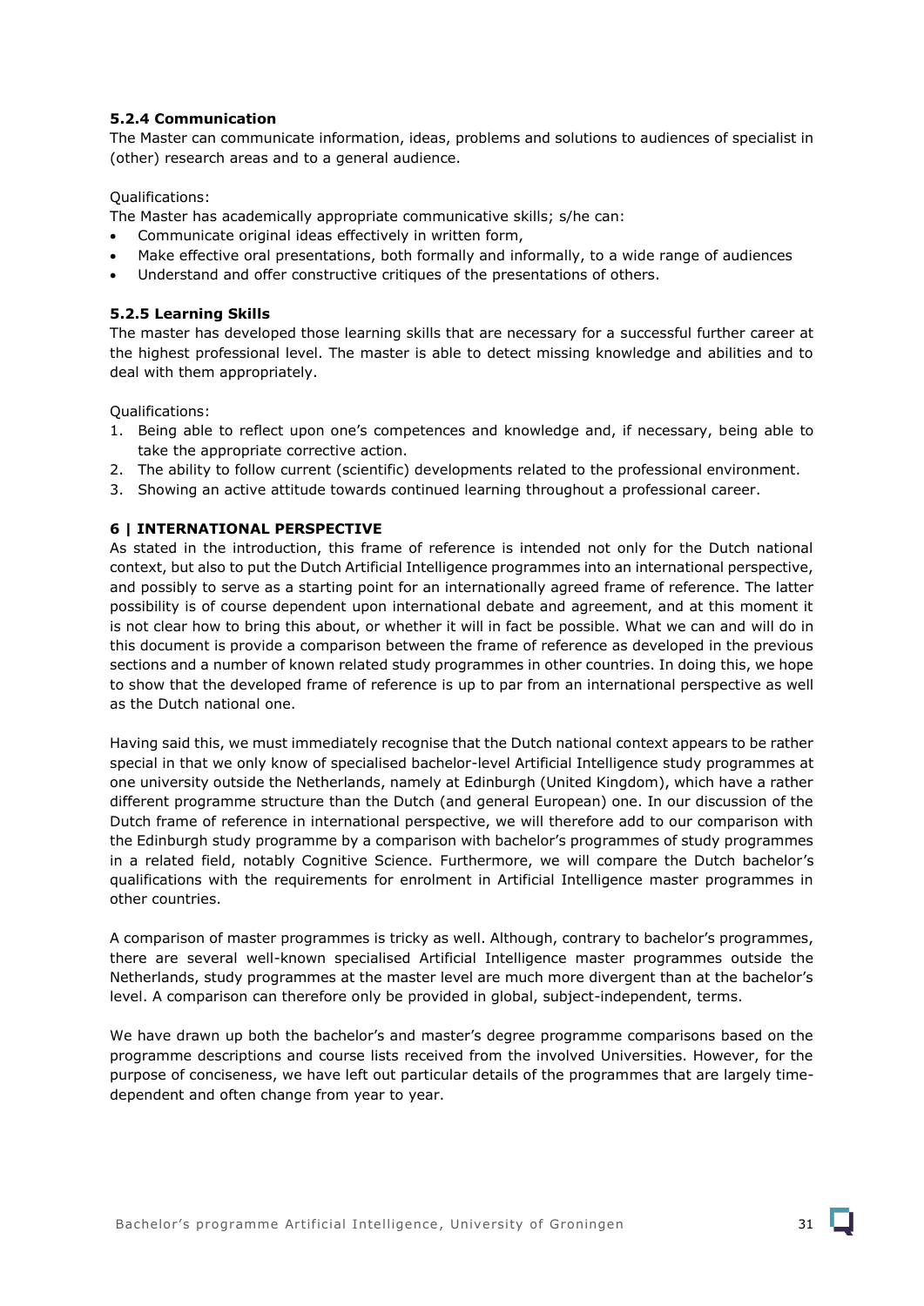#### 5.2.4 Communication

The Master can communicate information, ideas, problems and solutions to audiences of specialist in (other) research areas and to a general audience.

Qualifications:

The Master has academically appropriate communicative skills; s/he can:

- Communicate original ideas effectively in written form,
- Make effective oral presentations, both formally and informally, to a wide range of audiences
- Understand and offer constructive critiques of the presentations of others.

#### 5.2.5 Learning Skills

The master has developed those learning skills that are necessary for a successful further career at the highest professional level. The master is able to detect missing knowledge and abilities and to deal with them appropriately.

Qualifications:

1. Being able to reflect upon one's competences and knowledge and, if necessary, being able to take the appropriate corrective action.
2. The ability to follow current (scientific) developments related to the professional environment.
3. Showing an active attitude towards continued learning throughout a professional career.

## 6 | INTERNATIONAL PERSPECTIVE

As stated in the introduction, this frame of reference is intended not only for the Dutch national context, but also to put the Dutch Artificial Intelligence programmes into an international perspective, and possibly to serve as a starting point for an internationally agreed frame of reference. The latter possibility is of course dependent upon international debate and agreement, and at this moment it is not clear how to bring this about, or whether it will in fact be possible. What we can and will do in this document is provide a comparison between the frame of reference as developed in the previous sections and a number of known related study programmes in other countries. In doing this, we hope to show that the developed frame of reference is up to par from an international perspective as well as the Dutch national one.

Having said this, we must immediately recognise that the Dutch national context appears to be rather special in that we only know of specialised bachelor-level Artificial Intelligence study programmes at one university outside the Netherlands, namely at Edinburgh (United Kingdom), which have a rather different programme structure than the Dutch (and general European) one. In our discussion of the Dutch frame of reference in international perspective, we will therefore add to our comparison with the Edinburgh study programme by a comparison with bachelor's programmes of study programmes in a related field, notably Cognitive Science. Furthermore, we will compare the Dutch bachelor's qualifications with the requirements for enrolment in Artificial Intelligence master programmes in other countries.

A comparison of master programmes is tricky as well. Although, contrary to bachelor's programmes, there are several well-known specialised Artificial Intelligence master programmes outside the Netherlands, study programmes at the master level are much more divergent than at the bachelor's level. A comparison can therefore only be provided in global, subject-independent, terms.

We have drawn up both the bachelor's and master's degree programme comparisons based on the programme descriptions and course lists received from the involved Universities. However, for the purpose of conciseness, we have left out particular details of the programmes that are largely time-dependent and often change from year to year.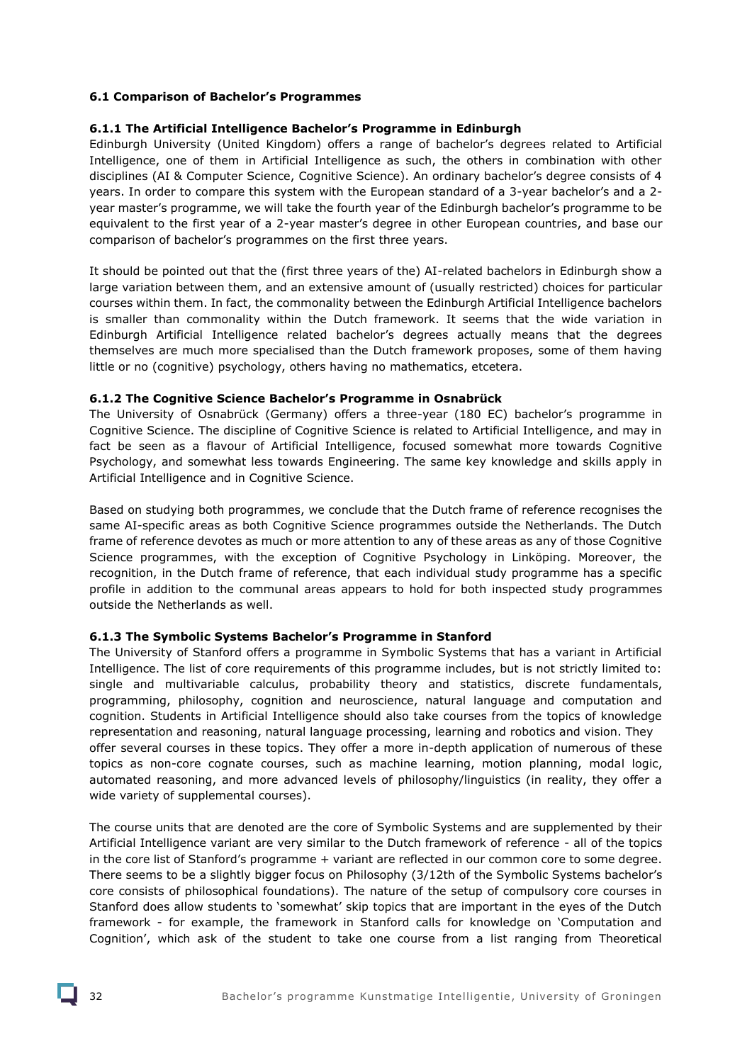### 6.1 Comparison of Bachelor's Programmes

#### 6.1.1 The Artificial Intelligence Bachelor's Programme in Edinburgh

Edinburgh University (United Kingdom) offers a range of bachelor's degrees related to Artificial Intelligence, one of them in Artificial Intelligence as such, the others in combination with other disciplines (AI & Computer Science, Cognitive Science). An ordinary bachelor's degree consists of 4 years. In order to compare this system with the European standard of a 3-year bachelor's and a 2-year master's programme, we will take the fourth year of the Edinburgh bachelor's programme to be equivalent to the first year of a 2-year master's degree in other European countries, and base our comparison of bachelor's programmes on the first three years.

It should be pointed out that the (first three years of the) AI-related bachelors in Edinburgh show a large variation between them, and an extensive amount of (usually restricted) choices for particular courses within them. In fact, the commonality between the Edinburgh Artificial Intelligence bachelors is smaller than commonality within the Dutch framework. It seems that the wide variation in Edinburgh Artificial Intelligence related bachelor's degrees actually means that the degrees themselves are much more specialised than the Dutch framework proposes, some of them having little or no (cognitive) psychology, others having no mathematics, etcetera.

#### 6.1.2 The Cognitive Science Bachelor's Programme in Osnabrück

The University of Osnabrück (Germany) offers a three-year (180 EC) bachelor's programme in Cognitive Science. The discipline of Cognitive Science is related to Artificial Intelligence, and may in fact be seen as a flavour of Artificial Intelligence, focused somewhat more towards Cognitive Psychology, and somewhat less towards Engineering. The same key knowledge and skills apply in Artificial Intelligence and in Cognitive Science.

Based on studying both programmes, we conclude that the Dutch frame of reference recognises the same AI-specific areas as both Cognitive Science programmes outside the Netherlands. The Dutch frame of reference devotes as much or more attention to any of these areas as any of those Cognitive Science programmes, with the exception of Cognitive Psychology in Linköping. Moreover, the recognition, in the Dutch frame of reference, that each individual study programme has a specific profile in addition to the communal areas appears to hold for both inspected study programmes outside the Netherlands as well.

#### 6.1.3 The Symbolic Systems Bachelor's Programme in Stanford

The University of Stanford offers a programme in Symbolic Systems that has a variant in Artificial Intelligence. The list of core requirements of this programme includes, but is not strictly limited to: single and multivariable calculus, probability theory and statistics, discrete fundamentals, programming, philosophy, cognition and neuroscience, natural language and computation and cognition. Students in Artificial Intelligence should also take courses from the topics of knowledge representation and reasoning, natural language processing, learning and robotics and vision. They offer several courses in these topics. They offer a more in-depth application of numerous of these topics as non-core cognate courses, such as machine learning, motion planning, modal logic, automated reasoning, and more advanced levels of philosophy/linguistics (in reality, they offer a wide variety of supplemental courses).

The course units that are denoted are the core of Symbolic Systems and are supplemented by their Artificial Intelligence variant are very similar to the Dutch framework of reference - all of the topics in the core list of Stanford's programme + variant are reflected in our common core to some degree. There seems to be a slightly bigger focus on Philosophy (3/12th of the Symbolic Systems bachelor's core consists of philosophical foundations). The nature of the setup of compulsory core courses in Stanford does allow students to 'somewhat' skip topics that are important in the eyes of the Dutch framework - for example, the framework in Stanford calls for knowledge on 'Computation and Cognition', which ask of the student to take one course from a list ranging from Theoretical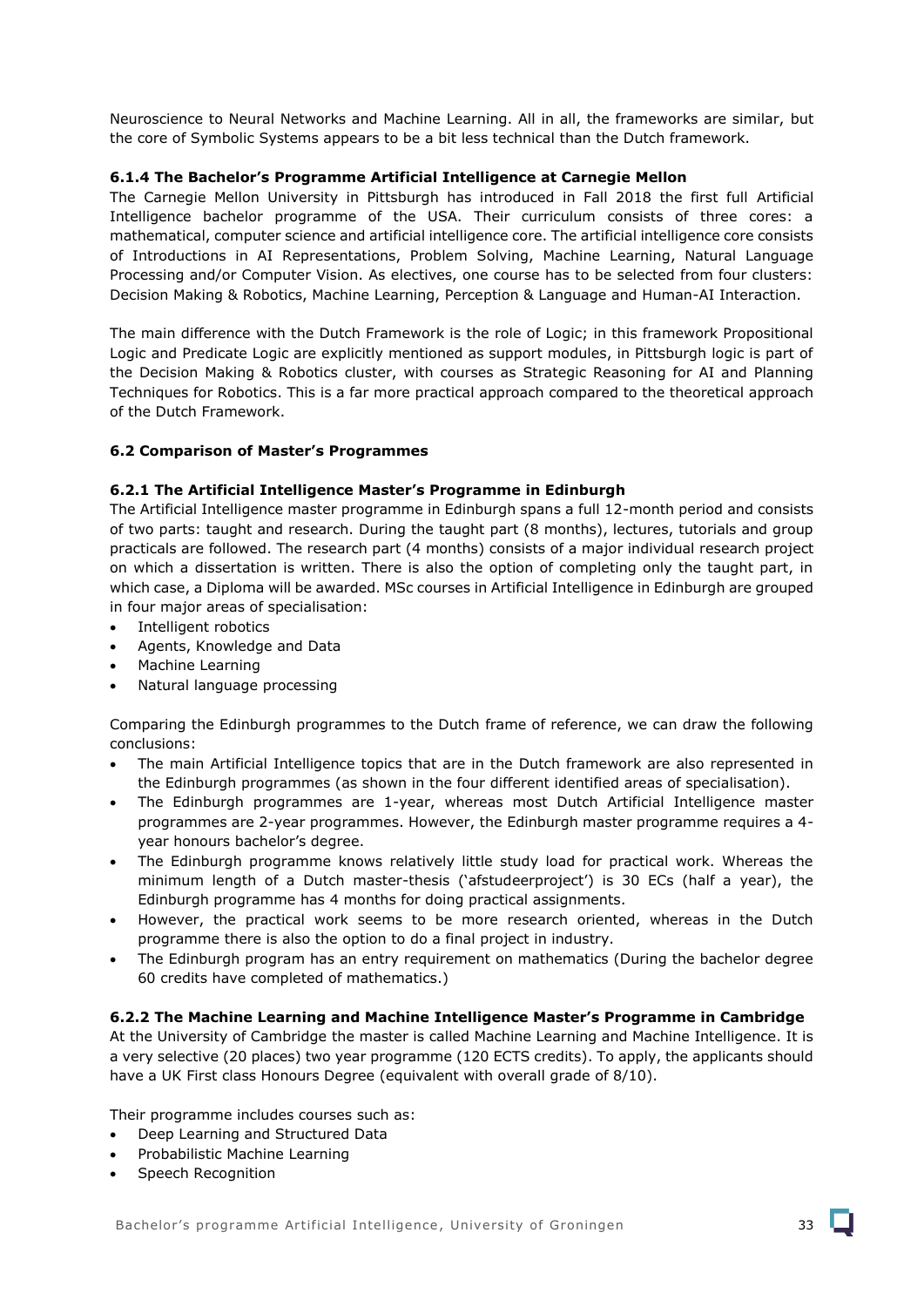Neuroscience to Neural Networks and Machine Learning. All in all, the frameworks are similar, but the core of Symbolic Systems appears to be a bit less technical than the Dutch framework.

#### 6.1.4 The Bachelor's Programme Artificial Intelligence at Carnegie Mellon

The Carnegie Mellon University in Pittsburgh has introduced in Fall 2018 the first full Artificial Intelligence bachelor programme of the USA. Their curriculum consists of three cores: a mathematical, computer science and artificial intelligence core. The artificial intelligence core consists of Introductions in AI Representations, Problem Solving, Machine Learning, Natural Language Processing and/or Computer Vision. As electives, one course has to be selected from four clusters: Decision Making & Robotics, Machine Learning, Perception & Language and Human-AI Interaction.

The main difference with the Dutch Framework is the role of Logic; in this framework Propositional Logic and Predicate Logic are explicitly mentioned as support modules, in Pittsburgh logic is part of the Decision Making & Robotics cluster, with courses as Strategic Reasoning for AI and Planning Techniques for Robotics. This is a far more practical approach compared to the theoretical approach of the Dutch Framework.

### 6.2 Comparison of Master's Programmes

#### 6.2.1 The Artificial Intelligence Master's Programme in Edinburgh

The Artificial Intelligence master programme in Edinburgh spans a full 12-month period and consists of two parts: taught and research. During the taught part (8 months), lectures, tutorials and group practicals are followed. The research part (4 months) consists of a major individual research project on which a dissertation is written. There is also the option of completing only the taught part, in which case, a Diploma will be awarded. MSc courses in Artificial Intelligence in Edinburgh are grouped in four major areas of specialisation:

- Intelligent robotics
- Agents, Knowledge and Data
- Machine Learning
- Natural language processing

Comparing the Edinburgh programmes to the Dutch frame of reference, we can draw the following conclusions:

- The main Artificial Intelligence topics that are in the Dutch framework are also represented in the Edinburgh programmes (as shown in the four different identified areas of specialisation).
- The Edinburgh programmes are 1-year, whereas most Dutch Artificial Intelligence master programmes are 2-year programmes. However, the Edinburgh master programme requires a 4-year honours bachelor's degree.
- The Edinburgh programme knows relatively little study load for practical work. Whereas the minimum length of a Dutch master-thesis ('afstudeerproject') is 30 ECs (half a year), the Edinburgh programme has 4 months for doing practical assignments.
- However, the practical work seems to be more research oriented, whereas in the Dutch programme there is also the option to do a final project in industry.
- The Edinburgh program has an entry requirement on mathematics (During the bachelor degree 60 credits have completed of mathematics.)

#### 6.2.2 The Machine Learning and Machine Intelligence Master's Programme in Cambridge

At the University of Cambridge the master is called Machine Learning and Machine Intelligence. It is a very selective (20 places) two year programme (120 ECTS credits). To apply, the applicants should have a UK First class Honours Degree (equivalent with overall grade of 8/10).

Their programme includes courses such as:

- Deep Learning and Structured Data
- Probabilistic Machine Learning
- Speech Recognition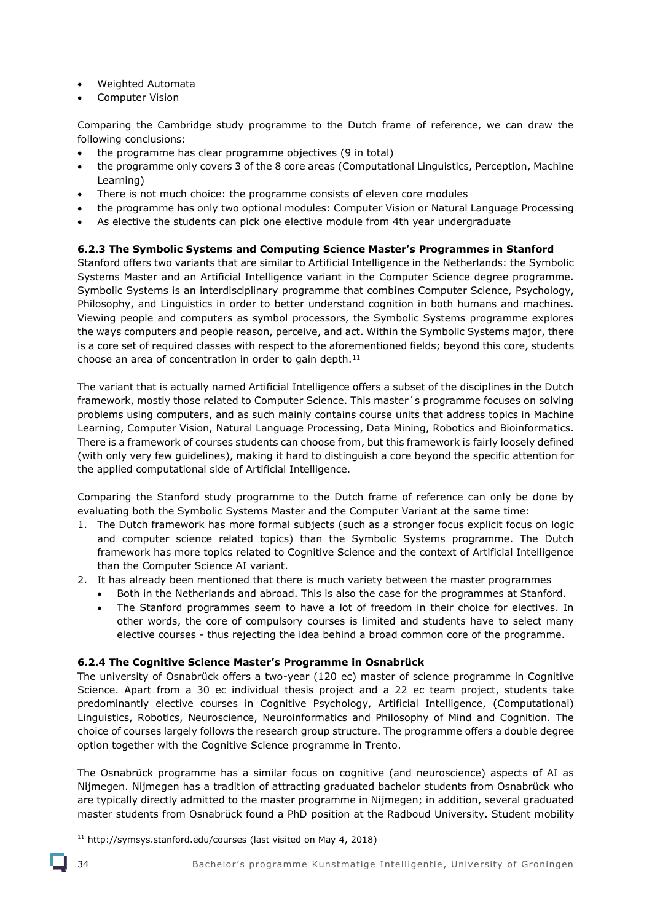- Weighted Automata
- Computer Vision

Comparing the Cambridge study programme to the Dutch frame of reference, we can draw the following conclusions:

- the programme has clear programme objectives (9 in total)
- the programme only covers 3 of the 8 core areas (Computational Linguistics, Perception, Machine Learning)
- There is not much choice: the programme consists of eleven core modules
- the programme has only two optional modules: Computer Vision or Natural Language Processing
- As elective the students can pick one elective module from 4th year undergraduate

**6.2.3 The Symbolic Systems and Computing Science Master's Programmes in Stanford**

Stanford offers two variants that are similar to Artificial Intelligence in the Netherlands: the Symbolic Systems Master and an Artificial Intelligence variant in the Computer Science degree programme. Symbolic Systems is an interdisciplinary programme that combines Computer Science, Psychology, Philosophy, and Linguistics in order to better understand cognition in both humans and machines. Viewing people and computers as symbol processors, the Symbolic Systems programme explores the ways computers and people reason, perceive, and act. Within the Symbolic Systems major, there is a core set of required classes with respect to the aforementioned fields; beyond this core, students choose an area of concentration in order to gain depth.[11]

The variant that is actually named Artificial Intelligence offers a subset of the disciplines in the Dutch framework, mostly those related to Computer Science. This master´s programme focuses on solving problems using computers, and as such mainly contains course units that address topics in Machine Learning, Computer Vision, Natural Language Processing, Data Mining, Robotics and Bioinformatics. There is a framework of courses students can choose from, but this framework is fairly loosely defined (with only very few guidelines), making it hard to distinguish a core beyond the specific attention for the applied computational side of Artificial Intelligence.

Comparing the Stanford study programme to the Dutch frame of reference can only be done by evaluating both the Symbolic Systems Master and the Computer Variant at the same time:

1. The Dutch framework has more formal subjects (such as a stronger focus explicit focus on logic and computer science related topics) than the Symbolic Systems programme. The Dutch framework has more topics related to Cognitive Science and the context of Artificial Intelligence than the Computer Science AI variant.
2. It has already been mentioned that there is much variety between the master programmes
   - Both in the Netherlands and abroad. This is also the case for the programmes at Stanford.
   - The Stanford programmes seem to have a lot of freedom in their choice for electives. In other words, the core of compulsory courses is limited and students have to select many elective courses - thus rejecting the idea behind a broad common core of the programme.

**6.2.4 The Cognitive Science Master's Programme in Osnabrück**

The university of Osnabrück offers a two-year (120 ec) master of science programme in Cognitive Science. Apart from a 30 ec individual thesis project and a 22 ec team project, students take predominantly elective courses in Cognitive Psychology, Artificial Intelligence, (Computational) Linguistics, Robotics, Neuroscience, Neuroinformatics and Philosophy of Mind and Cognition. The choice of courses largely follows the research group structure. The programme offers a double degree option together with the Cognitive Science programme in Trento.

The Osnabrück programme has a similar focus on cognitive (and neuroscience) aspects of AI as Nijmegen. Nijmegen has a tradition of attracting graduated bachelor students from Osnabrück who are typically directly admitted to the master programme in Nijmegen; in addition, several graduated master students from Osnabrück found a PhD position at the Radboud University. Student mobility

[11] http://symsys.stanford.edu/courses (last visited on May 4, 2018)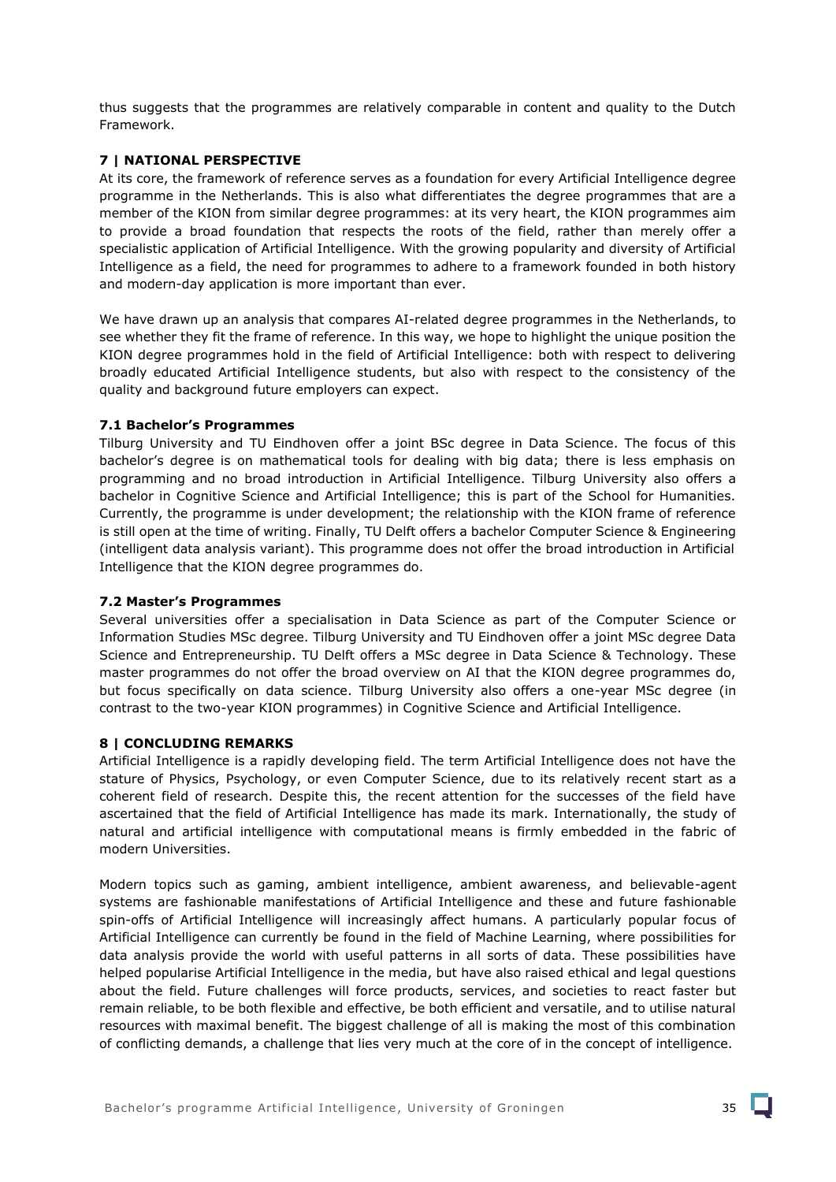thus suggests that the programmes are relatively comparable in content and quality to the Dutch Framework.

## 7 | NATIONAL PERSPECTIVE

At its core, the framework of reference serves as a foundation for every Artificial Intelligence degree programme in the Netherlands. This is also what differentiates the degree programmes that are a member of the KION from similar degree programmes: at its very heart, the KION programmes aim to provide a broad foundation that respects the roots of the field, rather than merely offer a specialistic application of Artificial Intelligence. With the growing popularity and diversity of Artificial Intelligence as a field, the need for programmes to adhere to a framework founded in both history and modern-day application is more important than ever.

We have drawn up an analysis that compares AI-related degree programmes in the Netherlands, to see whether they fit the frame of reference. In this way, we hope to highlight the unique position the KION degree programmes hold in the field of Artificial Intelligence: both with respect to delivering broadly educated Artificial Intelligence students, but also with respect to the consistency of the quality and background future employers can expect.

### 7.1 Bachelor's Programmes

Tilburg University and TU Eindhoven offer a joint BSc degree in Data Science. The focus of this bachelor's degree is on mathematical tools for dealing with big data; there is less emphasis on programming and no broad introduction in Artificial Intelligence. Tilburg University also offers a bachelor in Cognitive Science and Artificial Intelligence; this is part of the School for Humanities. Currently, the programme is under development; the relationship with the KION frame of reference is still open at the time of writing. Finally, TU Delft offers a bachelor Computer Science & Engineering (intelligent data analysis variant). This programme does not offer the broad introduction in Artificial Intelligence that the KION degree programmes do.

### 7.2 Master's Programmes

Several universities offer a specialisation in Data Science as part of the Computer Science or Information Studies MSc degree. Tilburg University and TU Eindhoven offer a joint MSc degree Data Science and Entrepreneurship. TU Delft offers a MSc degree in Data Science & Technology. These master programmes do not offer the broad overview on AI that the KION degree programmes do, but focus specifically on data science. Tilburg University also offers a one-year MSc degree (in contrast to the two-year KION programmes) in Cognitive Science and Artificial Intelligence.

## 8 | CONCLUDING REMARKS

Artificial Intelligence is a rapidly developing field. The term Artificial Intelligence does not have the stature of Physics, Psychology, or even Computer Science, due to its relatively recent start as a coherent field of research. Despite this, the recent attention for the successes of the field have ascertained that the field of Artificial Intelligence has made its mark. Internationally, the study of natural and artificial intelligence with computational means is firmly embedded in the fabric of modern Universities.

Modern topics such as gaming, ambient intelligence, ambient awareness, and believable-agent systems are fashionable manifestations of Artificial Intelligence and these and future fashionable spin-offs of Artificial Intelligence will increasingly affect humans. A particularly popular focus of Artificial Intelligence can currently be found in the field of Machine Learning, where possibilities for data analysis provide the world with useful patterns in all sorts of data. These possibilities have helped popularise Artificial Intelligence in the media, but have also raised ethical and legal questions about the field. Future challenges will force products, services, and societies to react faster but remain reliable, to be both flexible and effective, be both efficient and versatile, and to utilise natural resources with maximal benefit. The biggest challenge of all is making the most of this combination of conflicting demands, a challenge that lies very much at the core of in the concept of intelligence.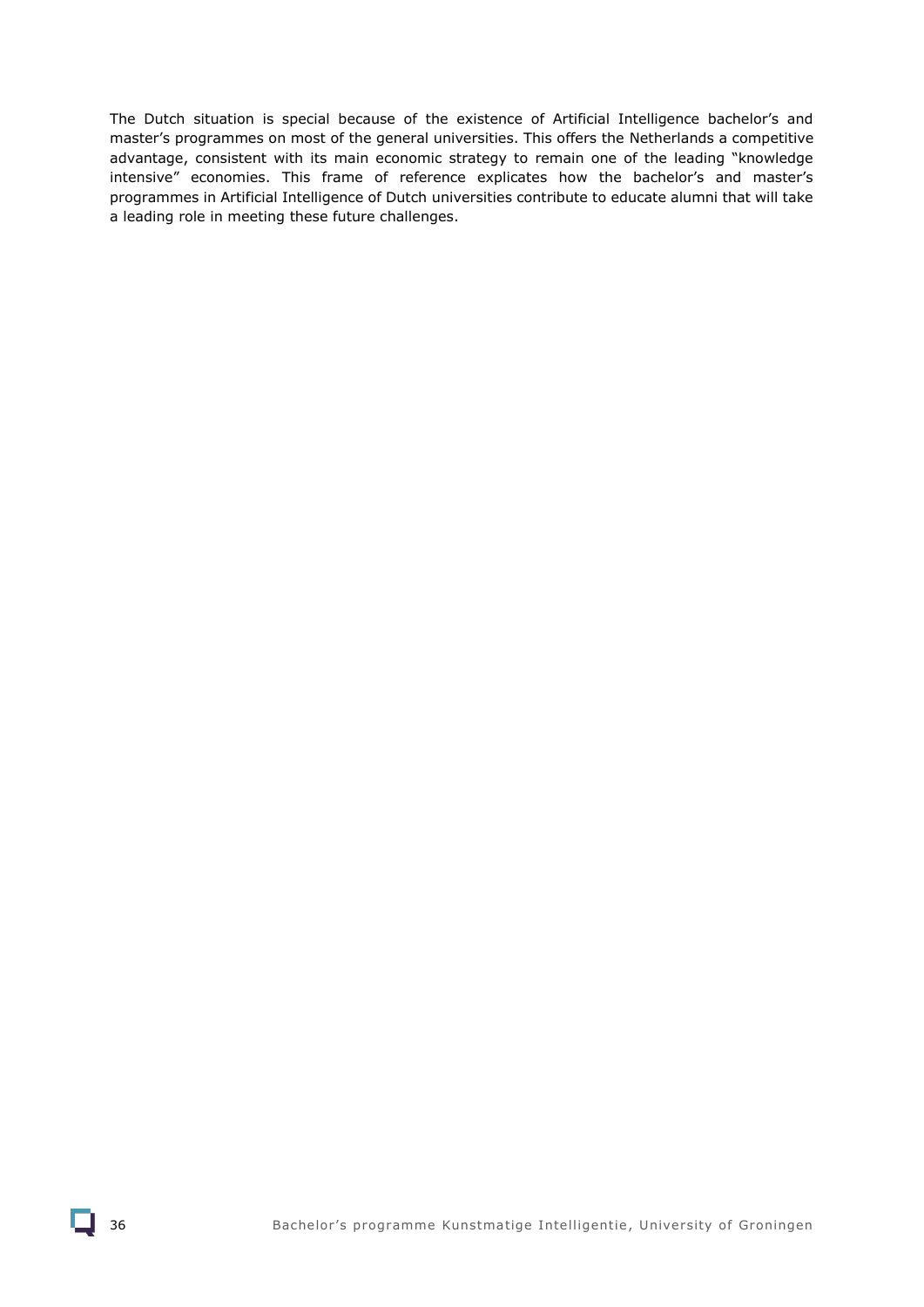The Dutch situation is special because of the existence of Artificial Intelligence bachelor's and master's programmes on most of the general universities. This offers the Netherlands a competitive advantage, consistent with its main economic strategy to remain one of the leading "knowledge intensive" economies. This frame of reference explicates how the bachelor's and master's programmes in Artificial Intelligence of Dutch universities contribute to educate alumni that will take a leading role in meeting these future challenges.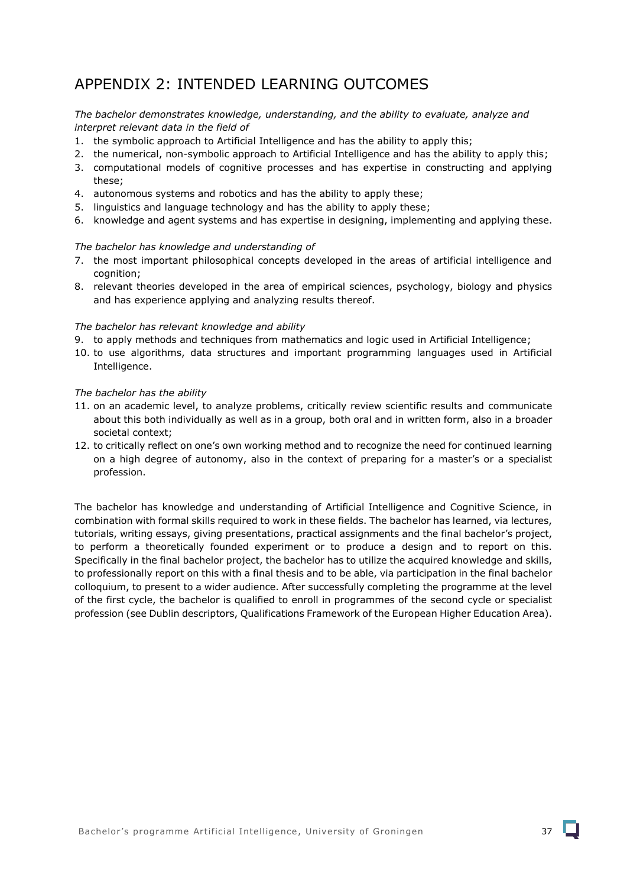# APPENDIX 2: INTENDED LEARNING OUTCOMES

*The bachelor demonstrates knowledge, understanding, and the ability to evaluate, analyze and interpret relevant data in the field of*

1. the symbolic approach to Artificial Intelligence and has the ability to apply this;
2. the numerical, non-symbolic approach to Artificial Intelligence and has the ability to apply this;
3. computational models of cognitive processes and has expertise in constructing and applying these;
4. autonomous systems and robotics and has the ability to apply these;
5. linguistics and language technology and has the ability to apply these;
6. knowledge and agent systems and has expertise in designing, implementing and applying these.

*The bachelor has knowledge and understanding of*

7. the most important philosophical concepts developed in the areas of artificial intelligence and cognition;
8. relevant theories developed in the area of empirical sciences, psychology, biology and physics and has experience applying and analyzing results thereof.

*The bachelor has relevant knowledge and ability*

9. to apply methods and techniques from mathematics and logic used in Artificial Intelligence;
10. to use algorithms, data structures and important programming languages used in Artificial Intelligence.

*The bachelor has the ability*

11. on an academic level, to analyze problems, critically review scientific results and communicate about this both individually as well as in a group, both oral and in written form, also in a broader societal context;
12. to critically reflect on one's own working method and to recognize the need for continued learning on a high degree of autonomy, also in the context of preparing for a master's or a specialist profession.

The bachelor has knowledge and understanding of Artificial Intelligence and Cognitive Science, in combination with formal skills required to work in these fields. The bachelor has learned, via lectures, tutorials, writing essays, giving presentations, practical assignments and the final bachelor's project, to perform a theoretically founded experiment or to produce a design and to report on this. Specifically in the final bachelor project, the bachelor has to utilize the acquired knowledge and skills, to professionally report on this with a final thesis and to be able, via participation in the final bachelor colloquium, to present to a wider audience. After successfully completing the programme at the level of the first cycle, the bachelor is qualified to enroll in programmes of the second cycle or specialist profession (see Dublin descriptors, Qualifications Framework of the European Higher Education Area).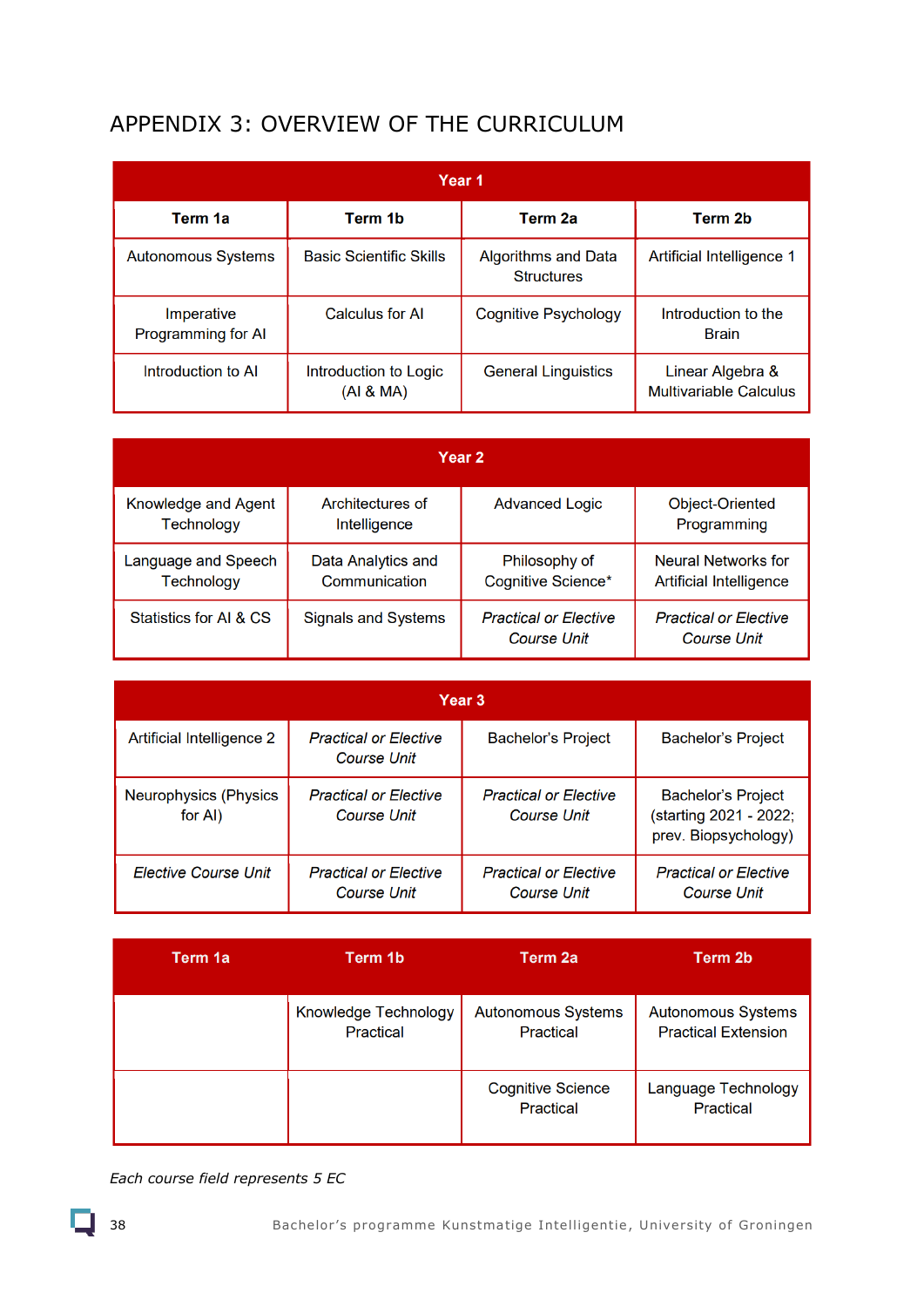# APPENDIX 3: OVERVIEW OF THE CURRICULUM

| Year 1 | | | |
|---|---|---|---|
| **Term 1a** | **Term 1b** | **Term 2a** | **Term 2b** |
| Autonomous Systems | Basic Scientific Skills | Algorithms and Data Structures | Artificial Intelligence 1 |
| Imperative Programming for AI | Calculus for AI | Cognitive Psychology | Introduction to the Brain |
| Introduction to AI | Introduction to Logic (AI & MA) | General Linguistics | Linear Algebra & Multivariable Calculus |

| Year 2 | | | |
|---|---|---|---|
| Knowledge and Agent Technology | Architectures of Intelligence | Advanced Logic | Object-Oriented Programming |
| Language and Speech Technology | Data Analytics and Communication | Philosophy of Cognitive Science* | Neural Networks for Artificial Intelligence |
| Statistics for AI & CS | Signals and Systems | *Practical or Elective Course Unit* | *Practical or Elective Course Unit* |

| Year 3 | | | |
|---|---|---|---|
| Artificial Intelligence 2 | *Practical or Elective Course Unit* | Bachelor's Project | Bachelor's Project |
| Neurophysics (Physics for AI) | *Practical or Elective Course Unit* | *Practical or Elective Course Unit* | Bachelor's Project (starting 2021 - 2022; prev. Biopsychology) |
| *Elective Course Unit* | *Practical or Elective Course Unit* | *Practical or Elective Course Unit* | *Practical or Elective Course Unit* |

| Term 1a | Term 1b | Term 2a | Term 2b |
|---|---|---|---|
| | Knowledge Technology Practical | Autonomous Systems Practical | Autonomous Systems Practical Extension |
| | | Cognitive Science Practical | Language Technology Practical |

*Each course field represents 5 EC*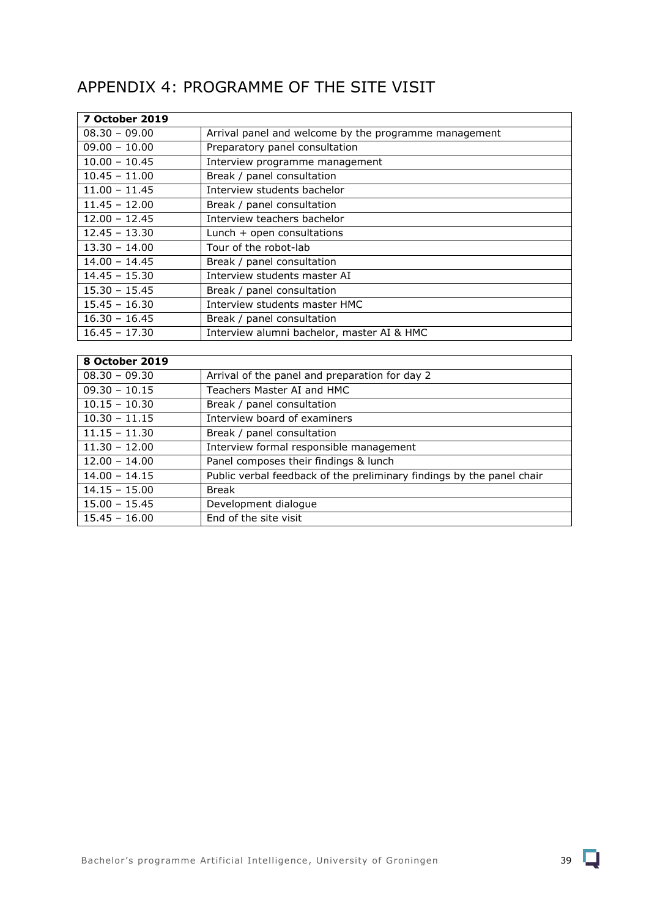# APPENDIX 4: PROGRAMME OF THE SITE VISIT

| **7 October 2019** | |
|---|---|
| 08.30 – 09.00 | Arrival panel and welcome by the programme management |
| 09.00 – 10.00 | Preparatory panel consultation |
| 10.00 – 10.45 | Interview programme management |
| 10.45 – 11.00 | Break / panel consultation |
| 11.00 – 11.45 | Interview students bachelor |
| 11.45 – 12.00 | Break / panel consultation |
| 12.00 – 12.45 | Interview teachers bachelor |
| 12.45 – 13.30 | Lunch + open consultations |
| 13.30 – 14.00 | Tour of the robot-lab |
| 14.00 – 14.45 | Break / panel consultation |
| 14.45 – 15.30 | Interview students master AI |
| 15.30 – 15.45 | Break / panel consultation |
| 15.45 – 16.30 | Interview students master HMC |
| 16.30 – 16.45 | Break / panel consultation |
| 16.45 – 17.30 | Interview alumni bachelor, master AI & HMC |

| **8 October 2019** | |
|---|---|
| 08.30 – 09.30 | Arrival of the panel and preparation for day 2 |
| 09.30 – 10.15 | Teachers Master AI and HMC |
| 10.15 – 10.30 | Break / panel consultation |
| 10.30 – 11.15 | Interview board of examiners |
| 11.15 – 11.30 | Break / panel consultation |
| 11.30 – 12.00 | Interview formal responsible management |
| 12.00 – 14.00 | Panel composes their findings & lunch |
| 14.00 – 14.15 | Public verbal feedback of the preliminary findings by the panel chair |
| 14.15 – 15.00 | Break |
| 15.00 – 15.45 | Development dialogue |
| 15.45 – 16.00 | End of the site visit |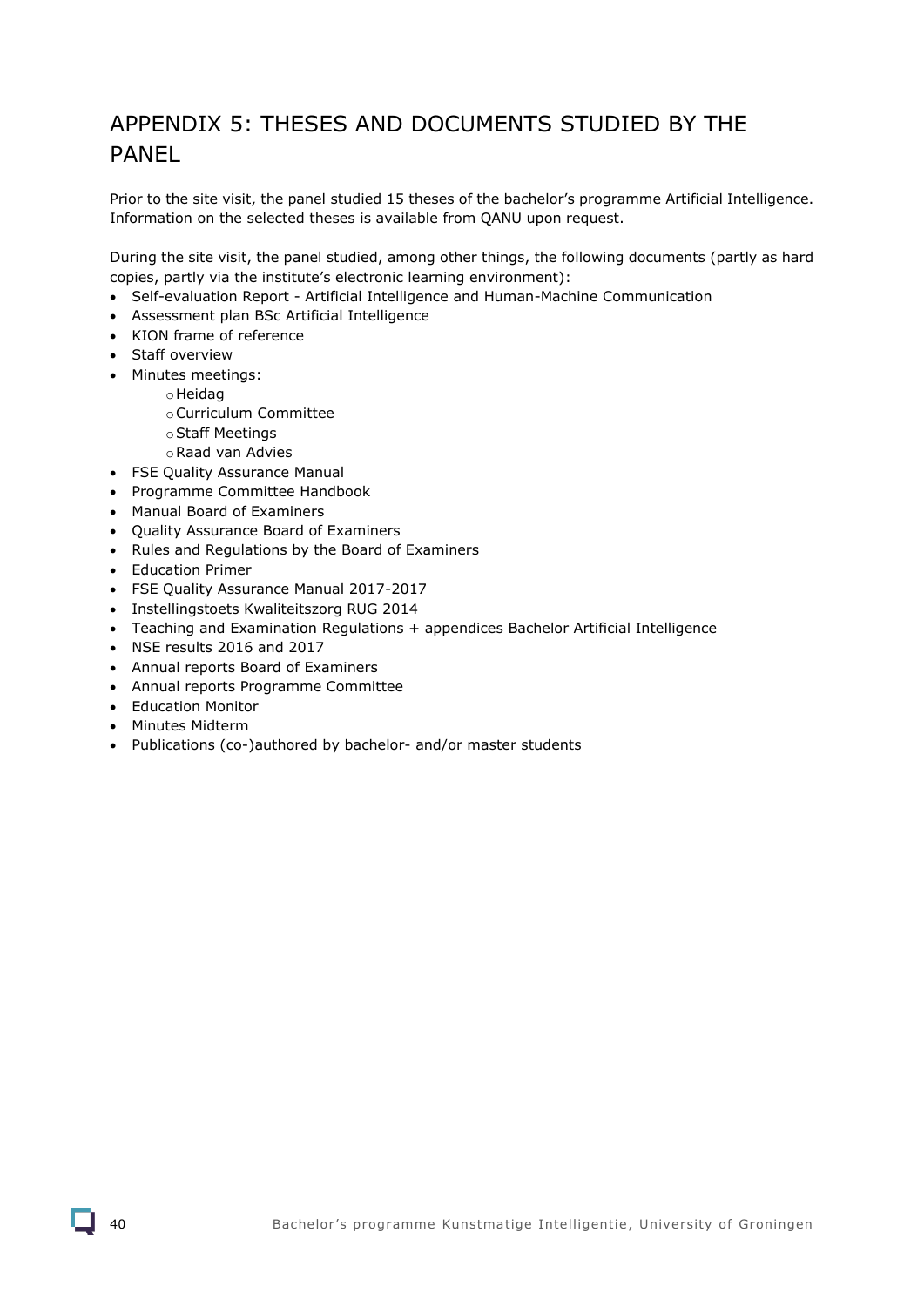# APPENDIX 5: THESES AND DOCUMENTS STUDIED BY THE PANEL

Prior to the site visit, the panel studied 15 theses of the bachelor's programme Artificial Intelligence. Information on the selected theses is available from QANU upon request.

During the site visit, the panel studied, among other things, the following documents (partly as hard copies, partly via the institute's electronic learning environment):

- Self-evaluation Report - Artificial Intelligence and Human-Machine Communication
- Assessment plan BSc Artificial Intelligence
- KION frame of reference
- Staff overview
- Minutes meetings:
  - Heidag
  - Curriculum Committee
  - Staff Meetings
  - Raad van Advies
- FSE Quality Assurance Manual
- Programme Committee Handbook
- Manual Board of Examiners
- Quality Assurance Board of Examiners
- Rules and Regulations by the Board of Examiners
- Education Primer
- FSE Quality Assurance Manual 2017-2017
- Instellingstoets Kwaliteitszorg RUG 2014
- Teaching and Examination Regulations + appendices Bachelor Artificial Intelligence
- NSE results 2016 and 2017
- Annual reports Board of Examiners
- Annual reports Programme Committee
- Education Monitor
- Minutes Midterm
- Publications (co-)authored by bachelor- and/or master students